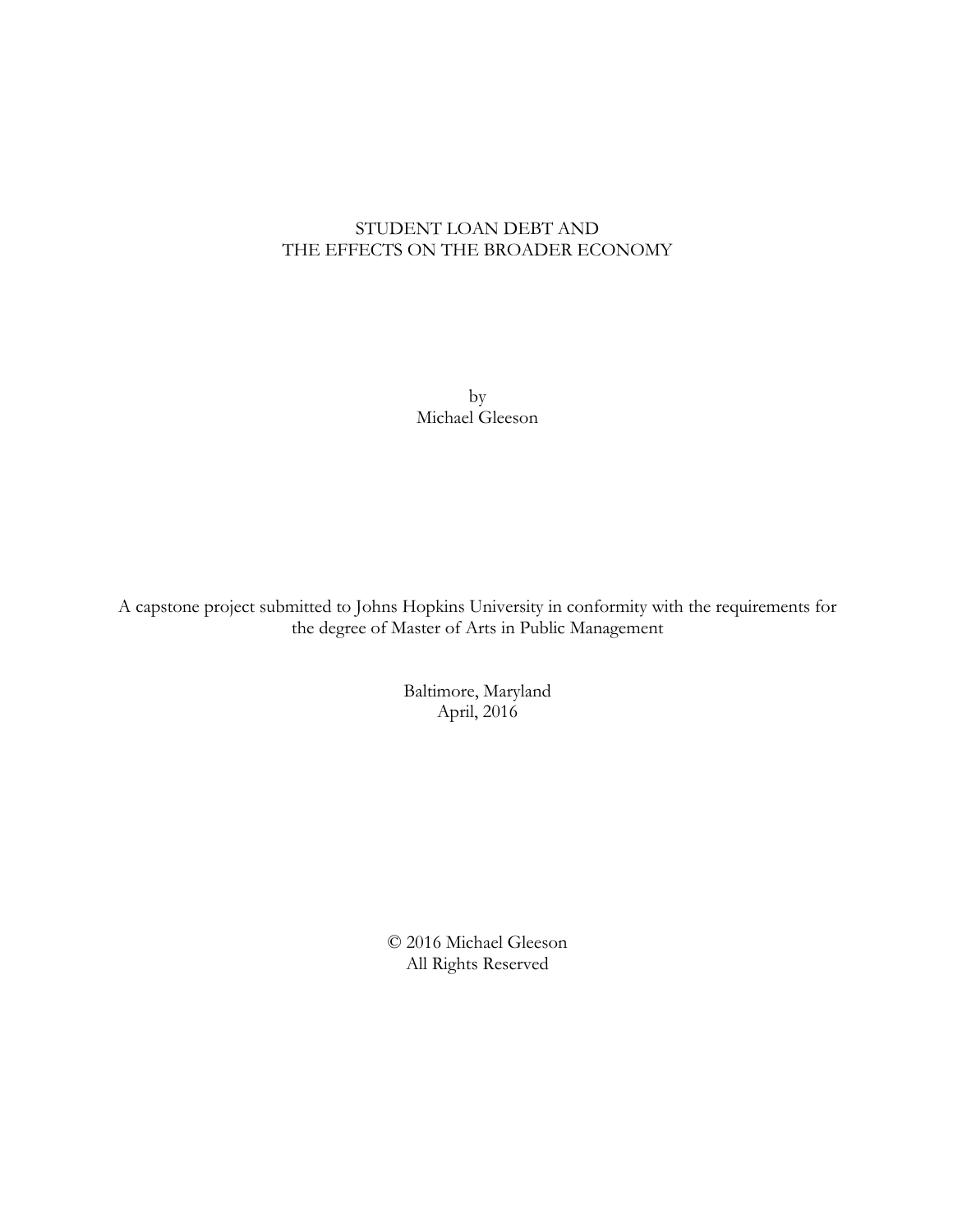# STUDENT LOAN DEBT AND THE EFFECTS ON THE BROADER ECONOMY

by
Michael Gleeson

A capstone project submitted to Johns Hopkins University in conformity with the requirements for the degree of Master of Arts in Public Management

Baltimore, Maryland
April, 2016

© 2016 Michael Gleeson
All Rights Reserved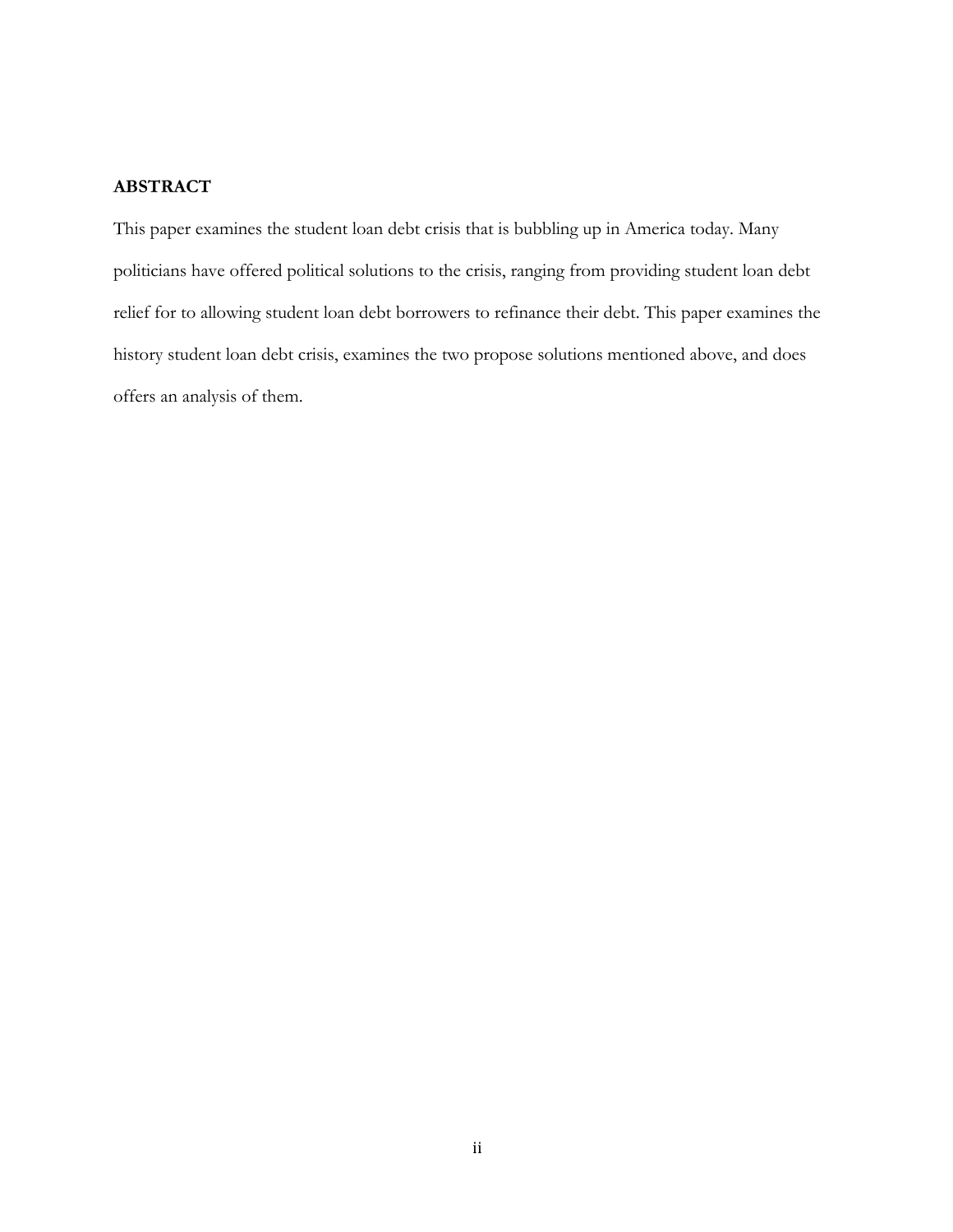## ABSTRACT

This paper examines the student loan debt crisis that is bubbling up in America today. Many politicians have offered political solutions to the crisis, ranging from providing student loan debt relief for to allowing student loan debt borrowers to refinance their debt. This paper examines the history student loan debt crisis, examines the two propose solutions mentioned above, and does offers an analysis of them.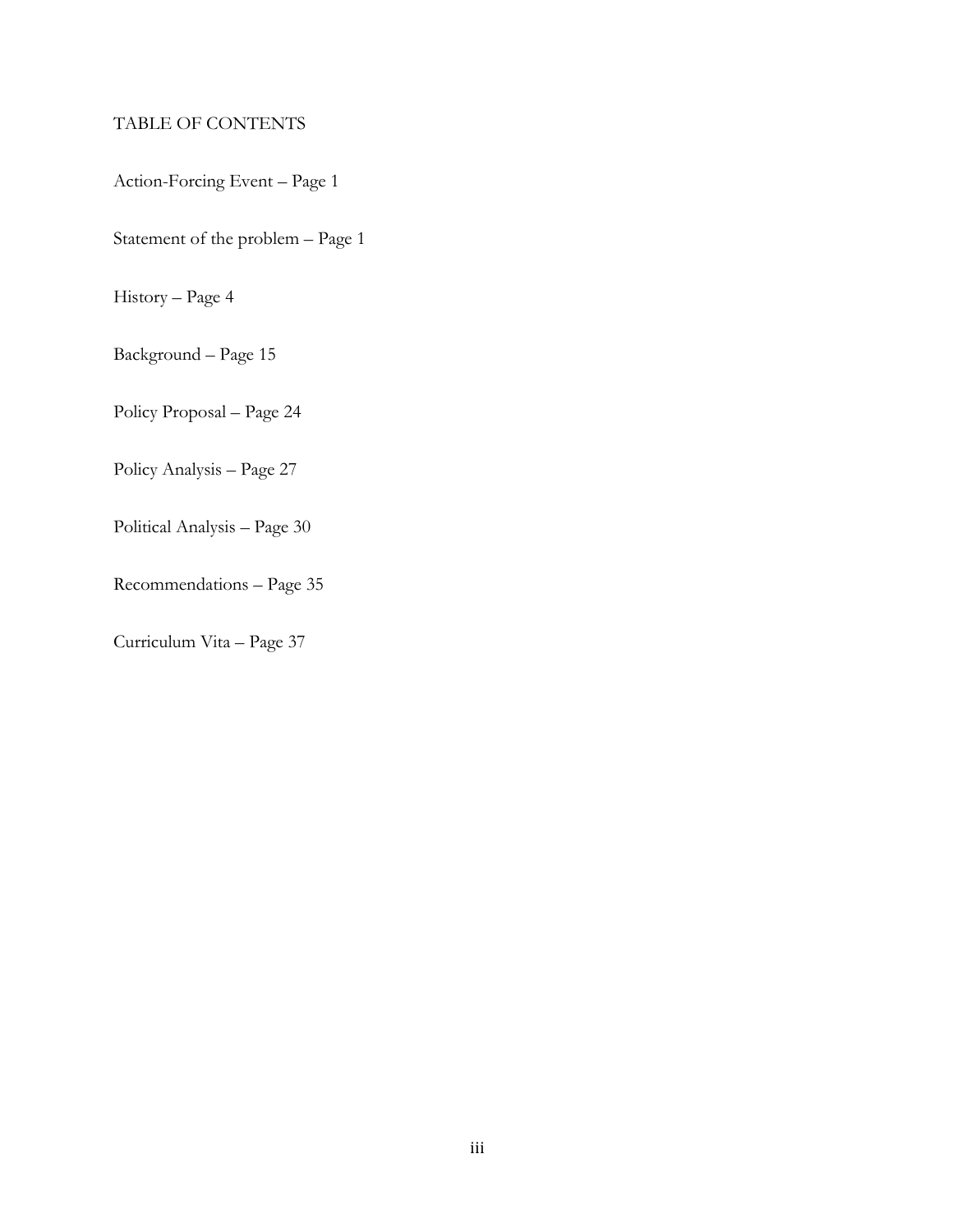# TABLE OF CONTENTS

Action-Forcing Event – Page 1

Statement of the problem – Page 1

History – Page 4

Background – Page 15

Policy Proposal – Page 24

Policy Analysis – Page 27

Political Analysis – Page 30

Recommendations – Page 35

Curriculum Vita – Page 37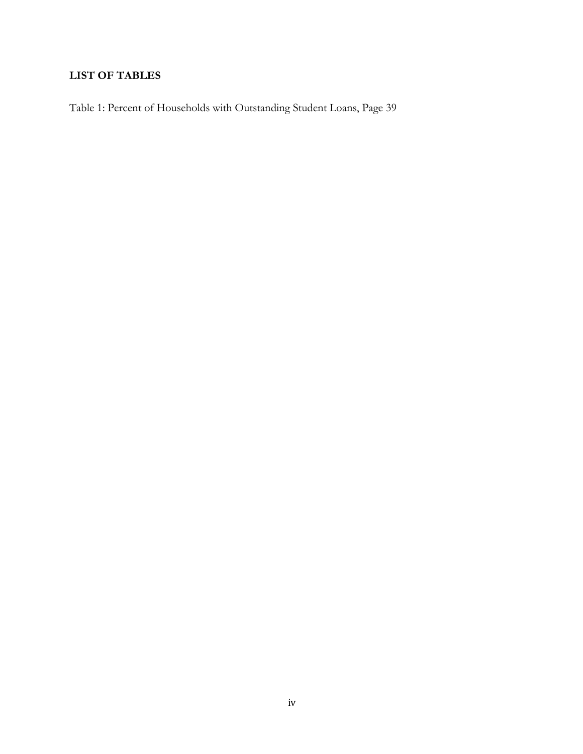## LIST OF TABLES

Table 1: Percent of Households with Outstanding Student Loans, Page 39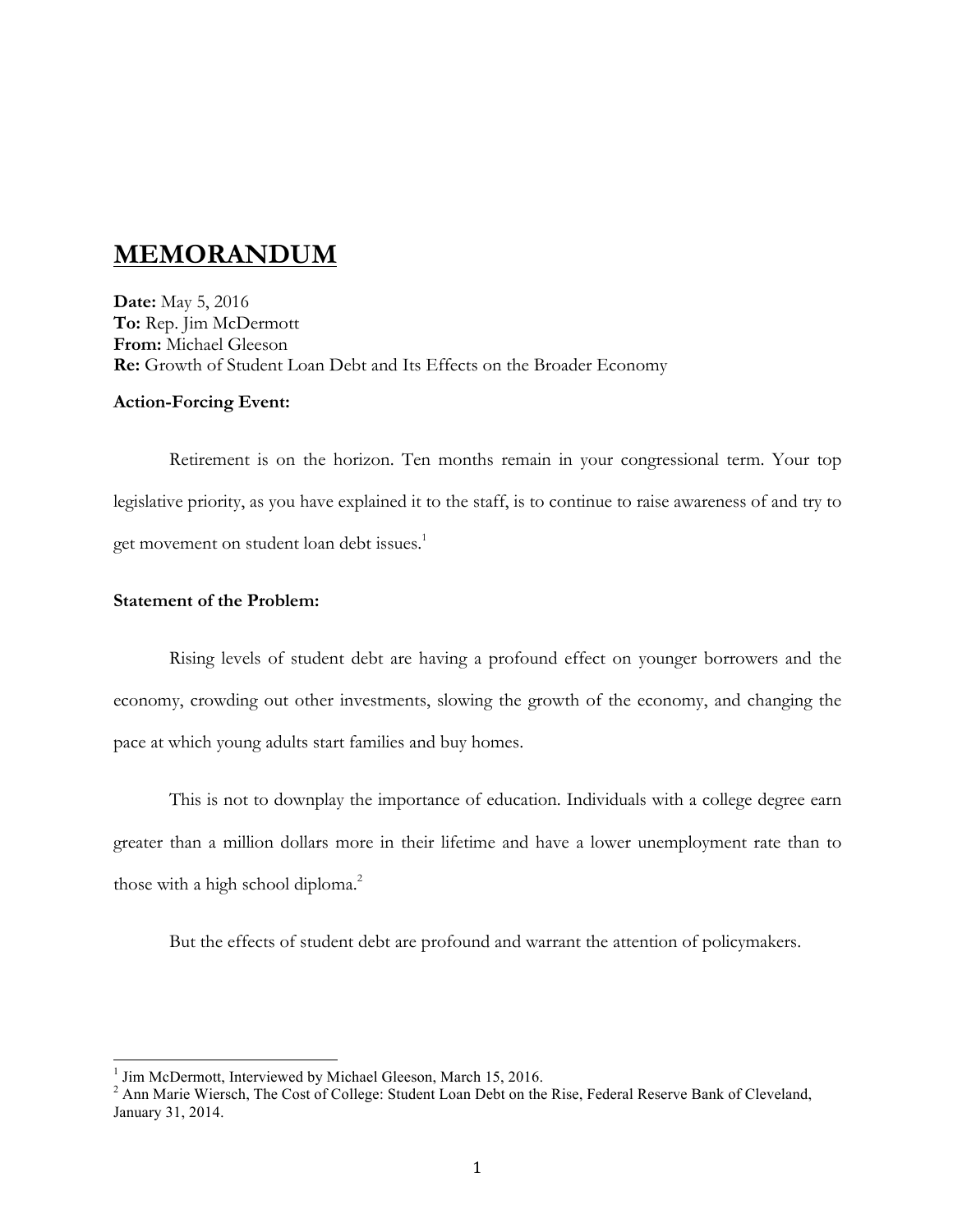# MEMORANDUM

**Date:** May 5, 2016
**To:** Rep. Jim McDermott
**From:** Michael Gleeson
**Re:** Growth of Student Loan Debt and Its Effects on the Broader Economy

**Action-Forcing Event:**

Retirement is on the horizon. Ten months remain in your congressional term. Your top legislative priority, as you have explained it to the staff, is to continue to raise awareness of and try to get movement on student loan debt issues.[1]

**Statement of the Problem:**

Rising levels of student debt are having a profound effect on younger borrowers and the economy, crowding out other investments, slowing the growth of the economy, and changing the pace at which young adults start families and buy homes.

This is not to downplay the importance of education. Individuals with a college degree earn greater than a million dollars more in their lifetime and have a lower unemployment rate than to those with a high school diploma.[2]

But the effects of student debt are profound and warrant the attention of policymakers.

---

[1] Jim McDermott, Interviewed by Michael Gleeson, March 15, 2016.

[2] Ann Marie Wiersch, The Cost of College: Student Loan Debt on the Rise, Federal Reserve Bank of Cleveland, January 31, 2014.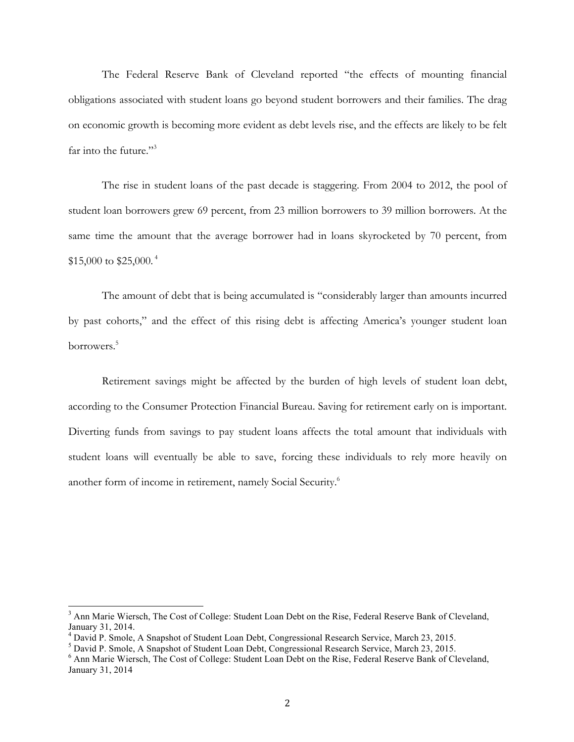The Federal Reserve Bank of Cleveland reported "the effects of mounting financial obligations associated with student loans go beyond student borrowers and their families. The drag on economic growth is becoming more evident as debt levels rise, and the effects are likely to be felt far into the future."[3]

The rise in student loans of the past decade is staggering. From 2004 to 2012, the pool of student loan borrowers grew 69 percent, from 23 million borrowers to 39 million borrowers. At the same time the amount that the average borrower had in loans skyrocketed by 70 percent, from $15,000 to $25,000.[4]

The amount of debt that is being accumulated is "considerably larger than amounts incurred by past cohorts," and the effect of this rising debt is affecting America's younger student loan borrowers.[5]

Retirement savings might be affected by the burden of high levels of student loan debt, according to the Consumer Protection Financial Bureau. Saving for retirement early on is important. Diverting funds from savings to pay student loans affects the total amount that individuals with student loans will eventually be able to save, forcing these individuals to rely more heavily on another form of income in retirement, namely Social Security.[6]

---

[3] Ann Marie Wiersch, The Cost of College: Student Loan Debt on the Rise, Federal Reserve Bank of Cleveland, January 31, 2014.

[4] David P. Smole, A Snapshot of Student Loan Debt, Congressional Research Service, March 23, 2015.

[5] David P. Smole, A Snapshot of Student Loan Debt, Congressional Research Service, March 23, 2015.

[6] Ann Marie Wiersch, The Cost of College: Student Loan Debt on the Rise, Federal Reserve Bank of Cleveland, January 31, 2014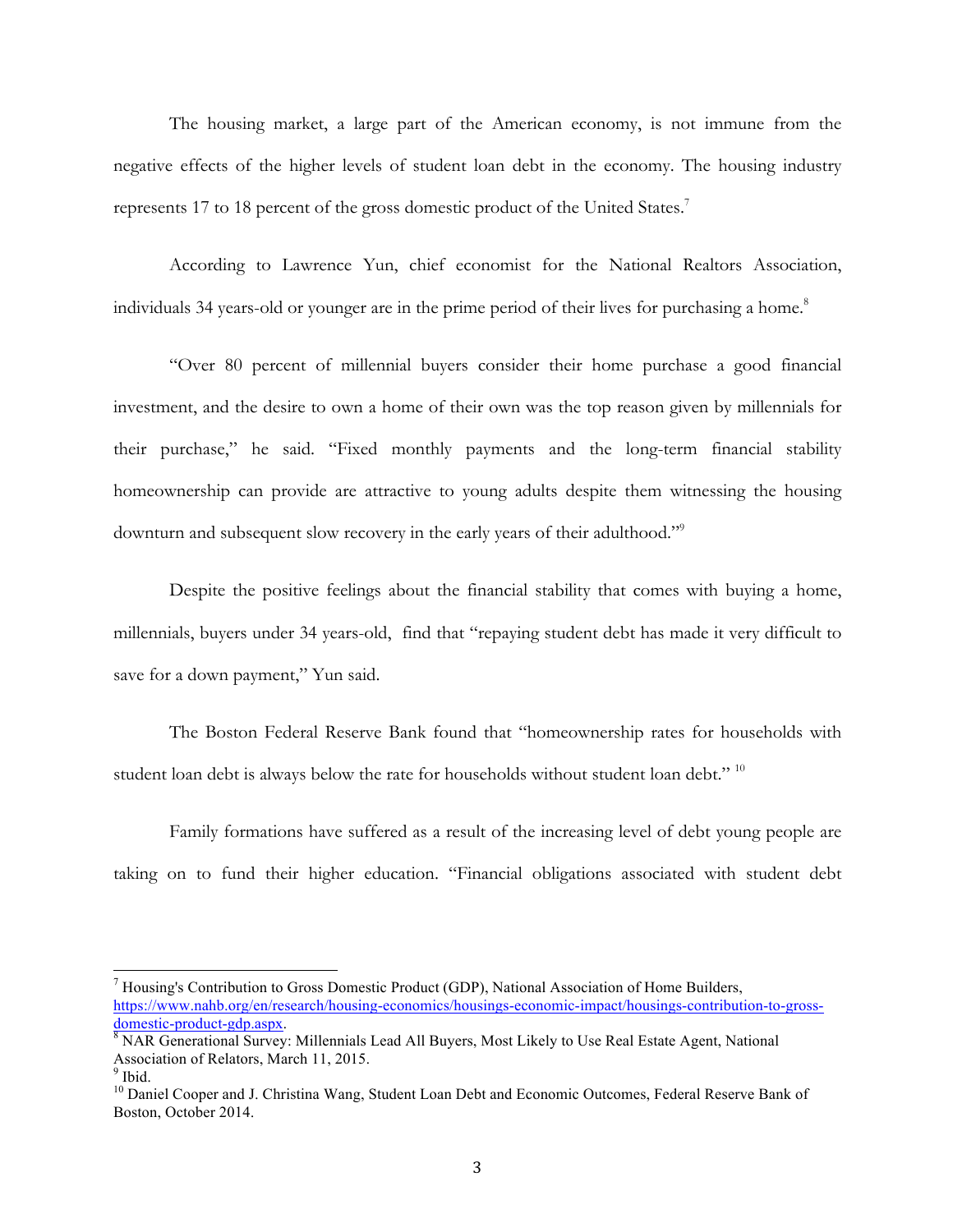The housing market, a large part of the American economy, is not immune from the negative effects of the higher levels of student loan debt in the economy. The housing industry represents 17 to 18 percent of the gross domestic product of the United States.[7]

According to Lawrence Yun, chief economist for the National Realtors Association, individuals 34 years-old or younger are in the prime period of their lives for purchasing a home.[8]

"Over 80 percent of millennial buyers consider their home purchase a good financial investment, and the desire to own a home of their own was the top reason given by millennials for their purchase," he said. "Fixed monthly payments and the long-term financial stability homeownership can provide are attractive to young adults despite them witnessing the housing downturn and subsequent slow recovery in the early years of their adulthood."[9]

Despite the positive feelings about the financial stability that comes with buying a home, millennials, buyers under 34 years-old, find that "repaying student debt has made it very difficult to save for a down payment," Yun said.

The Boston Federal Reserve Bank found that "homeownership rates for households with student loan debt is always below the rate for households without student loan debt." [10]

Family formations have suffered as a result of the increasing level of debt young people are taking on to fund their higher education. "Financial obligations associated with student debt

---

[7] Housing's Contribution to Gross Domestic Product (GDP), National Association of Home Builders, https://www.nahb.org/en/research/housing-economics/housings-economic-impact/housings-contribution-to-gross-domestic-product-gdp.aspx.

[8] NAR Generational Survey: Millennials Lead All Buyers, Most Likely to Use Real Estate Agent, National Association of Relators, March 11, 2015.

[9] Ibid.

[10] Daniel Cooper and J. Christina Wang, Student Loan Debt and Economic Outcomes, Federal Reserve Bank of Boston, October 2014.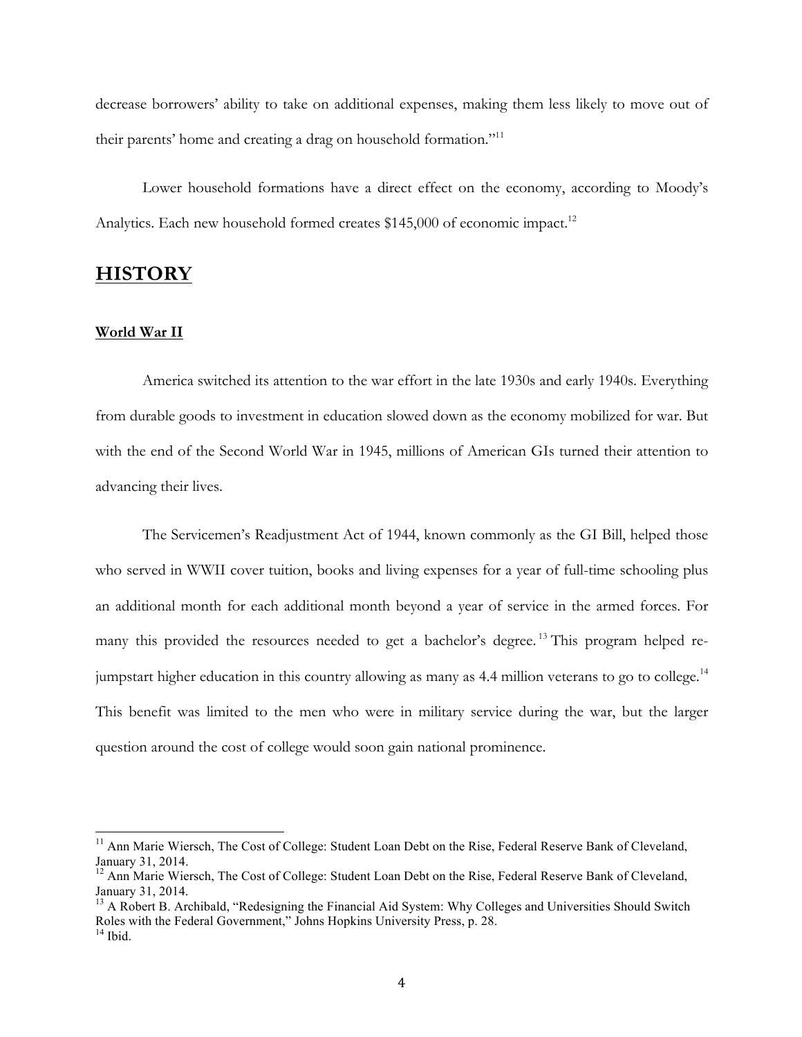decrease borrowers' ability to take on additional expenses, making them less likely to move out of their parents' home and creating a drag on household formation."[11]

Lower household formations have a direct effect on the economy, according to Moody's Analytics. Each new household formed creates $145,000 of economic impact.[12]

## HISTORY

### World War II

America switched its attention to the war effort in the late 1930s and early 1940s. Everything from durable goods to investment in education slowed down as the economy mobilized for war. But with the end of the Second World War in 1945, millions of American GIs turned their attention to advancing their lives.

The Servicemen's Readjustment Act of 1944, known commonly as the GI Bill, helped those who served in WWII cover tuition, books and living expenses for a year of full-time schooling plus an additional month for each additional month beyond a year of service in the armed forces. For many this provided the resources needed to get a bachelor's degree.[13] This program helped re-jumpstart higher education in this country allowing as many as 4.4 million veterans to go to college.[14] This benefit was limited to the men who were in military service during the war, but the larger question around the cost of college would soon gain national prominence.

---

[11] Ann Marie Wiersch, The Cost of College: Student Loan Debt on the Rise, Federal Reserve Bank of Cleveland, January 31, 2014.

[12] Ann Marie Wiersch, The Cost of College: Student Loan Debt on the Rise, Federal Reserve Bank of Cleveland, January 31, 2014.

[13] A Robert B. Archibald, "Redesigning the Financial Aid System: Why Colleges and Universities Should Switch Roles with the Federal Government," Johns Hopkins University Press, p. 28.

[14] Ibid.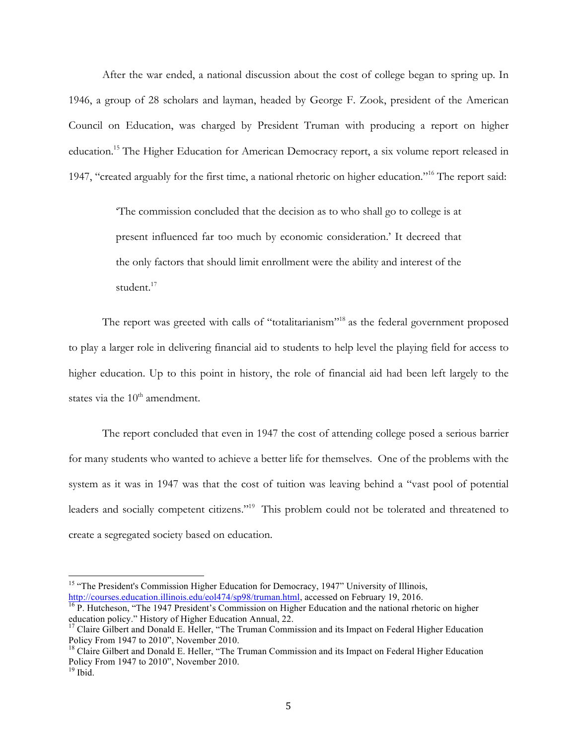After the war ended, a national discussion about the cost of college began to spring up. In 1946, a group of 28 scholars and layman, headed by George F. Zook, president of the American Council on Education, was charged by President Truman with producing a report on higher education.[15] The Higher Education for American Democracy report, a six volume report released in 1947, "created arguably for the first time, a national rhetoric on higher education."[16] The report said:

> 'The commission concluded that the decision as to who shall go to college is at present influenced far too much by economic consideration.' It decreed that the only factors that should limit enrollment were the ability and interest of the student.[17]

The report was greeted with calls of "totalitarianism"[18] as the federal government proposed to play a larger role in delivering financial aid to students to help level the playing field for access to higher education. Up to this point in history, the role of financial aid had been left largely to the states via the 10th amendment.

The report concluded that even in 1947 the cost of attending college posed a serious barrier for many students who wanted to achieve a better life for themselves. One of the problems with the system as it was in 1947 was that the cost of tuition was leaving behind a "vast pool of potential leaders and socially competent citizens."[19] This problem could not be tolerated and threatened to create a segregated society based on education.

---

[15] "The President's Commission Higher Education for Democracy, 1947" University of Illinois, http://courses.education.illinois.edu/eol474/sp98/truman.html, accessed on February 19, 2016.

[16] P. Hutcheson, "The 1947 President's Commission on Higher Education and the national rhetoric on higher education policy." History of Higher Education Annual, 22.

[17] Claire Gilbert and Donald E. Heller, "The Truman Commission and its Impact on Federal Higher Education Policy From 1947 to 2010", November 2010.

[18] Claire Gilbert and Donald E. Heller, "The Truman Commission and its Impact on Federal Higher Education Policy From 1947 to 2010", November 2010.

[19] Ibid.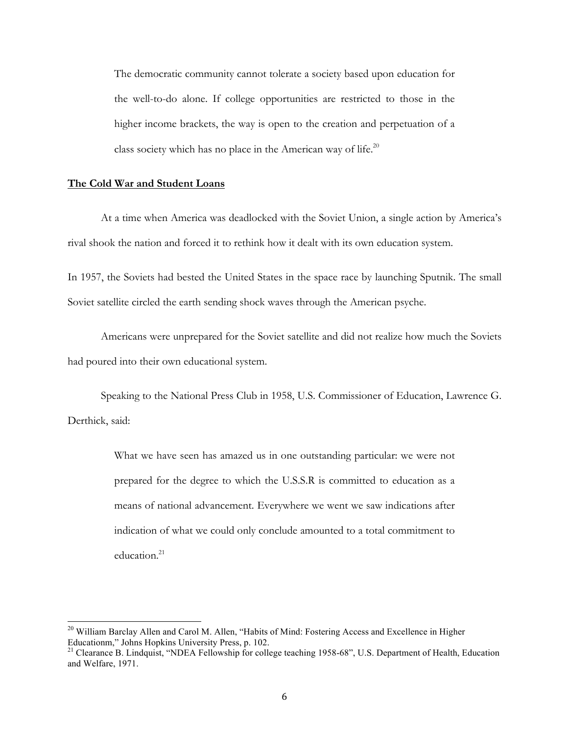> The democratic community cannot tolerate a society based upon education for the well-to-do alone. If college opportunities are restricted to those in the higher income brackets, the way is open to the creation and perpetuation of a class society which has no place in the American way of life.[20]

**The Cold War and Student Loans**

At a time when America was deadlocked with the Soviet Union, a single action by America's rival shook the nation and forced it to rethink how it dealt with its own education system.

In 1957, the Soviets had bested the United States in the space race by launching Sputnik. The small Soviet satellite circled the earth sending shock waves through the American psyche.

Americans were unprepared for the Soviet satellite and did not realize how much the Soviets had poured into their own educational system.

Speaking to the National Press Club in 1958, U.S. Commissioner of Education, Lawrence G. Derthick, said:

> What we have seen has amazed us in one outstanding particular: we were not prepared for the degree to which the U.S.S.R is committed to education as a means of national advancement. Everywhere we went we saw indications after indication of what we could only conclude amounted to a total commitment to education.[21]

---

[20] William Barclay Allen and Carol M. Allen, "Habits of Mind: Fostering Access and Excellence in Higher Educationm," Johns Hopkins University Press, p. 102.

[21] Clearance B. Lindquist, "NDEA Fellowship for college teaching 1958-68", U.S. Department of Health, Education and Welfare, 1971.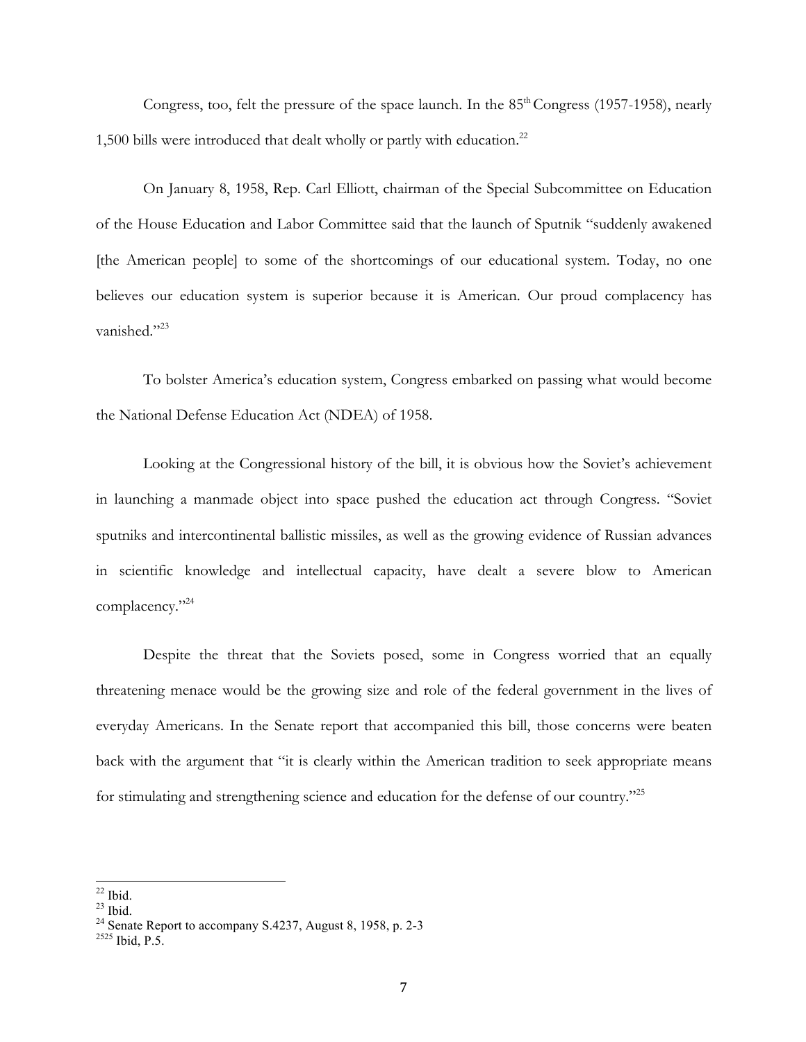Congress, too, felt the pressure of the space launch. In the 85th Congress (1957-1958), nearly 1,500 bills were introduced that dealt wholly or partly with education.[22]

On January 8, 1958, Rep. Carl Elliott, chairman of the Special Subcommittee on Education of the House Education and Labor Committee said that the launch of Sputnik "suddenly awakened [the American people] to some of the shortcomings of our educational system. Today, no one believes our education system is superior because it is American. Our proud complacency has vanished."[23]

To bolster America's education system, Congress embarked on passing what would become the National Defense Education Act (NDEA) of 1958.

Looking at the Congressional history of the bill, it is obvious how the Soviet's achievement in launching a manmade object into space pushed the education act through Congress. "Soviet sputniks and intercontinental ballistic missiles, as well as the growing evidence of Russian advances in scientific knowledge and intellectual capacity, have dealt a severe blow to American complacency."[24]

Despite the threat that the Soviets posed, some in Congress worried that an equally threatening menace would be the growing size and role of the federal government in the lives of everyday Americans. In the Senate report that accompanied this bill, those concerns were beaten back with the argument that "it is clearly within the American tradition to seek appropriate means for stimulating and strengthening science and education for the defense of our country."[25]

---

[22] Ibid.
[23] Ibid.
[24] Senate Report to accompany S.4237, August 8, 1958, p. 2-3
[2525] Ibid, P.5.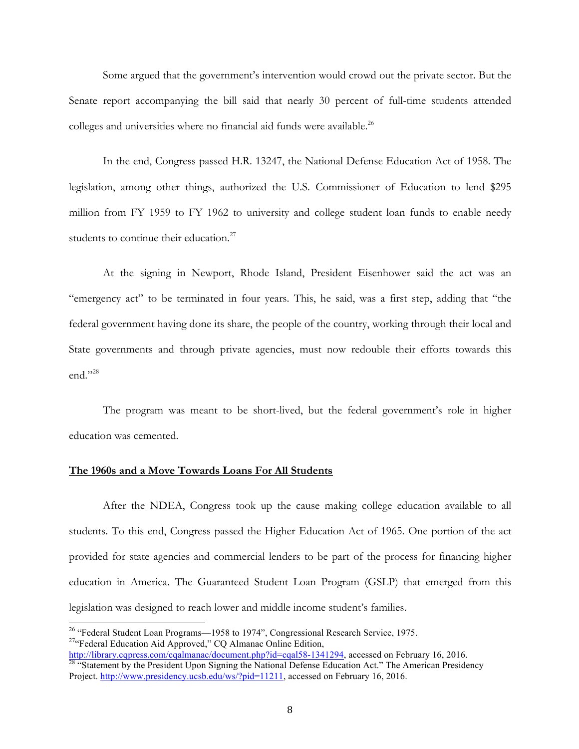Some argued that the government's intervention would crowd out the private sector. But the Senate report accompanying the bill said that nearly 30 percent of full-time students attended colleges and universities where no financial aid funds were available.[26]

In the end, Congress passed H.R. 13247, the National Defense Education Act of 1958. The legislation, among other things, authorized the U.S. Commissioner of Education to lend $295 million from FY 1959 to FY 1962 to university and college student loan funds to enable needy students to continue their education.[27]

At the signing in Newport, Rhode Island, President Eisenhower said the act was an "emergency act" to be terminated in four years. This, he said, was a first step, adding that "the federal government having done its share, the people of the country, working through their local and State governments and through private agencies, must now redouble their efforts towards this end."[28]

The program was meant to be short-lived, but the federal government's role in higher education was cemented.

## The 1960s and a Move Towards Loans For All Students

After the NDEA, Congress took up the cause making college education available to all students. To this end, Congress passed the Higher Education Act of 1965. One portion of the act provided for state agencies and commercial lenders to be part of the process for financing higher education in America. The Guaranteed Student Loan Program (GSLP) that emerged from this legislation was designed to reach lower and middle income student's families.

---

[26] "Federal Student Loan Programs—1958 to 1974", Congressional Research Service, 1975.

[27] "Federal Education Aid Approved," CQ Almanac Online Edition, http://library.cqpress.com/cqalmanac/document.php?id=cqal58-1341294, accessed on February 16, 2016.

[28] "Statement by the President Upon Signing the National Defense Education Act." The American Presidency Project. http://www.presidency.ucsb.edu/ws/?pid=11211, accessed on February 16, 2016.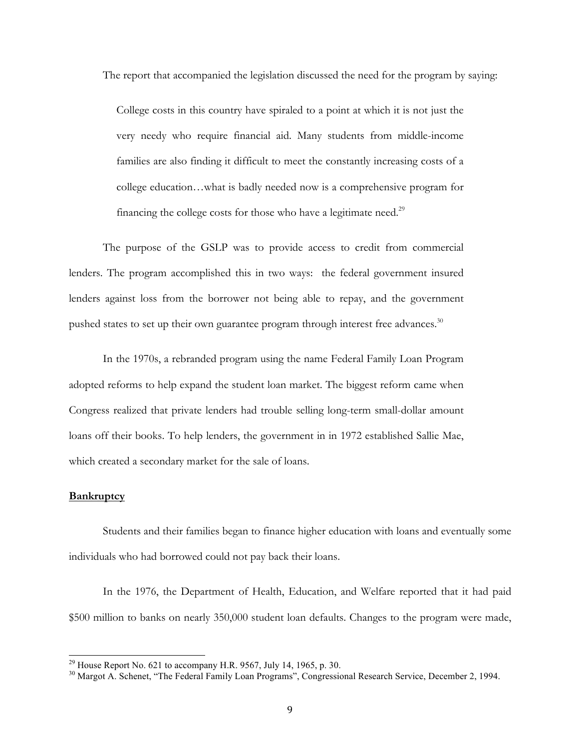The report that accompanied the legislation discussed the need for the program by saying:

> College costs in this country have spiraled to a point at which it is not just the very needy who require financial aid. Many students from middle-income families are also finding it difficult to meet the constantly increasing costs of a college education…what is badly needed now is a comprehensive program for financing the college costs for those who have a legitimate need.[29]

The purpose of the GSLP was to provide access to credit from commercial lenders. The program accomplished this in two ways: the federal government insured lenders against loss from the borrower not being able to repay, and the government pushed states to set up their own guarantee program through interest free advances.[30]

In the 1970s, a rebranded program using the name Federal Family Loan Program adopted reforms to help expand the student loan market. The biggest reform came when Congress realized that private lenders had trouble selling long-term small-dollar amount loans off their books. To help lenders, the government in in 1972 established Sallie Mae, which created a secondary market for the sale of loans.

**Bankruptcy**

Students and their families began to finance higher education with loans and eventually some individuals who had borrowed could not pay back their loans.

In the 1976, the Department of Health, Education, and Welfare reported that it had paid $500 million to banks on nearly 350,000 student loan defaults. Changes to the program were made,

---

[29] House Report No. 621 to accompany H.R. 9567, July 14, 1965, p. 30.

[30] Margot A. Schenet, "The Federal Family Loan Programs", Congressional Research Service, December 2, 1994.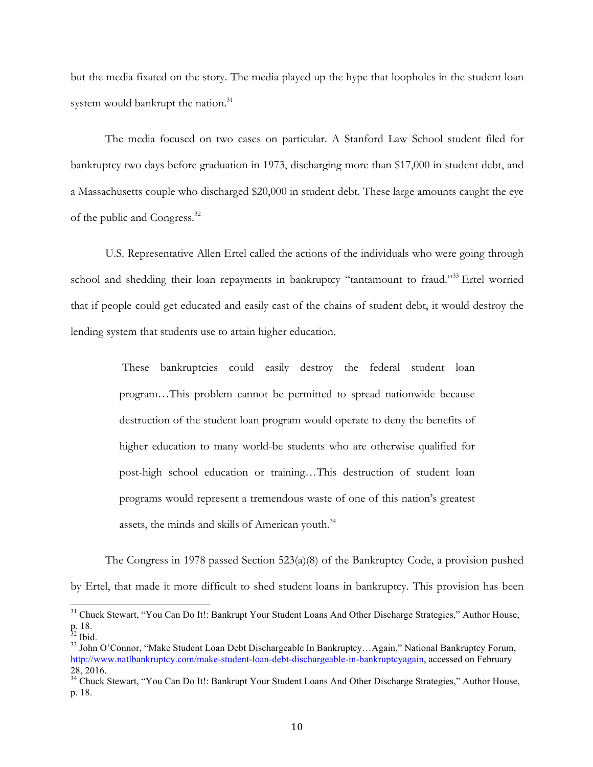but the media fixated on the story. The media played up the hype that loopholes in the student loan system would bankrupt the nation.[31]

The media focused on two cases on particular. A Stanford Law School student filed for bankruptcy two days before graduation in 1973, discharging more than $17,000 in student debt, and a Massachusetts couple who discharged $20,000 in student debt. These large amounts caught the eye of the public and Congress.[32]

U.S. Representative Allen Ertel called the actions of the individuals who were going through school and shedding their loan repayments in bankruptcy "tantamount to fraud."[33] Ertel worried that if people could get educated and easily cast of the chains of student debt, it would destroy the lending system that students use to attain higher education.

> These bankruptcies could easily destroy the federal student loan program…This problem cannot be permitted to spread nationwide because destruction of the student loan program would operate to deny the benefits of higher education to many world-be students who are otherwise qualified for post-high school education or training…This destruction of student loan programs would represent a tremendous waste of one of this nation's greatest assets, the minds and skills of American youth.[34]

The Congress in 1978 passed Section 523(a)(8) of the Bankruptcy Code, a provision pushed by Ertel, that made it more difficult to shed student loans in bankruptcy. This provision has been

---

[31] Chuck Stewart, "You Can Do It!: Bankrupt Your Student Loans And Other Discharge Strategies," Author House, p. 18.

[32] Ibid.

[33] John O'Connor, "Make Student Loan Debt Dischargeable In Bankruptcy…Again," National Bankruptcy Forum, http://www.natlbankruptcy.com/make-student-loan-debt-dischargeable-in-bankruptcyagain, accessed on February 28, 2016.

[34] Chuck Stewart, "You Can Do It!: Bankrupt Your Student Loans And Other Discharge Strategies," Author House, p. 18.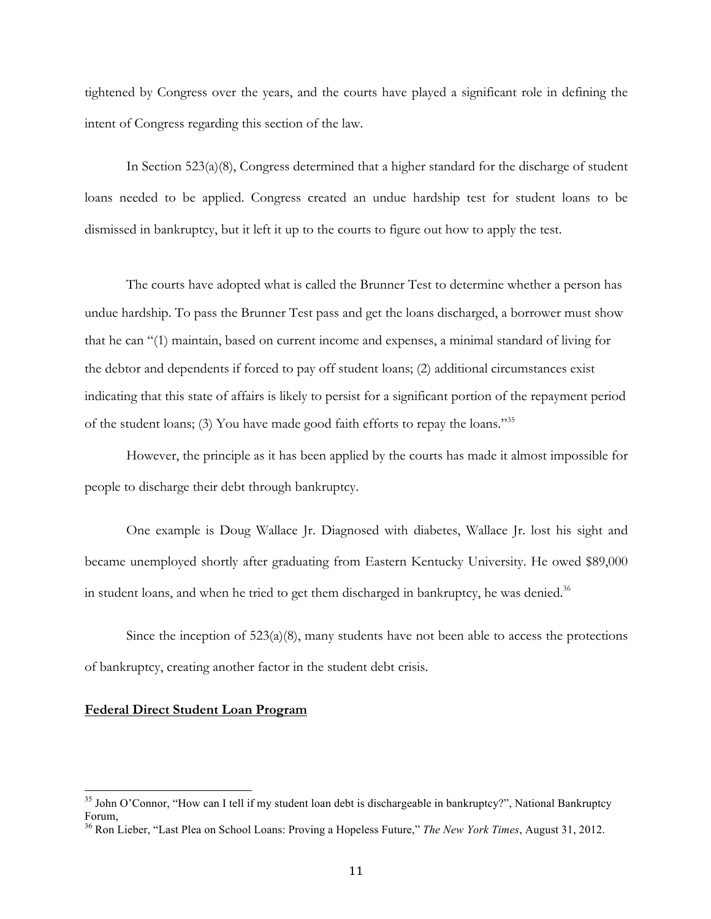tightened by Congress over the years, and the courts have played a significant role in defining the intent of Congress regarding this section of the law.

In Section 523(a)(8), Congress determined that a higher standard for the discharge of student loans needed to be applied. Congress created an undue hardship test for student loans to be dismissed in bankruptcy, but it left it up to the courts to figure out how to apply the test.

The courts have adopted what is called the Brunner Test to determine whether a person has undue hardship. To pass the Brunner Test pass and get the loans discharged, a borrower must show that he can "(1) maintain, based on current income and expenses, a minimal standard of living for the debtor and dependents if forced to pay off student loans; (2) additional circumstances exist indicating that this state of affairs is likely to persist for a significant portion of the repayment period of the student loans; (3) You have made good faith efforts to repay the loans."[35]

However, the principle as it has been applied by the courts has made it almost impossible for people to discharge their debt through bankruptcy.

One example is Doug Wallace Jr. Diagnosed with diabetes, Wallace Jr. lost his sight and became unemployed shortly after graduating from Eastern Kentucky University. He owed $89,000 in student loans, and when he tried to get them discharged in bankruptcy, he was denied.[36]

Since the inception of 523(a)(8), many students have not been able to access the protections of bankruptcy, creating another factor in the student debt crisis.

**Federal Direct Student Loan Program**

[35] John O'Connor, "How can I tell if my student loan debt is dischargeable in bankruptcy?", National Bankruptcy Forum,

[36] Ron Lieber, "Last Plea on School Loans: Proving a Hopeless Future," *The New York Times*, August 31, 2012.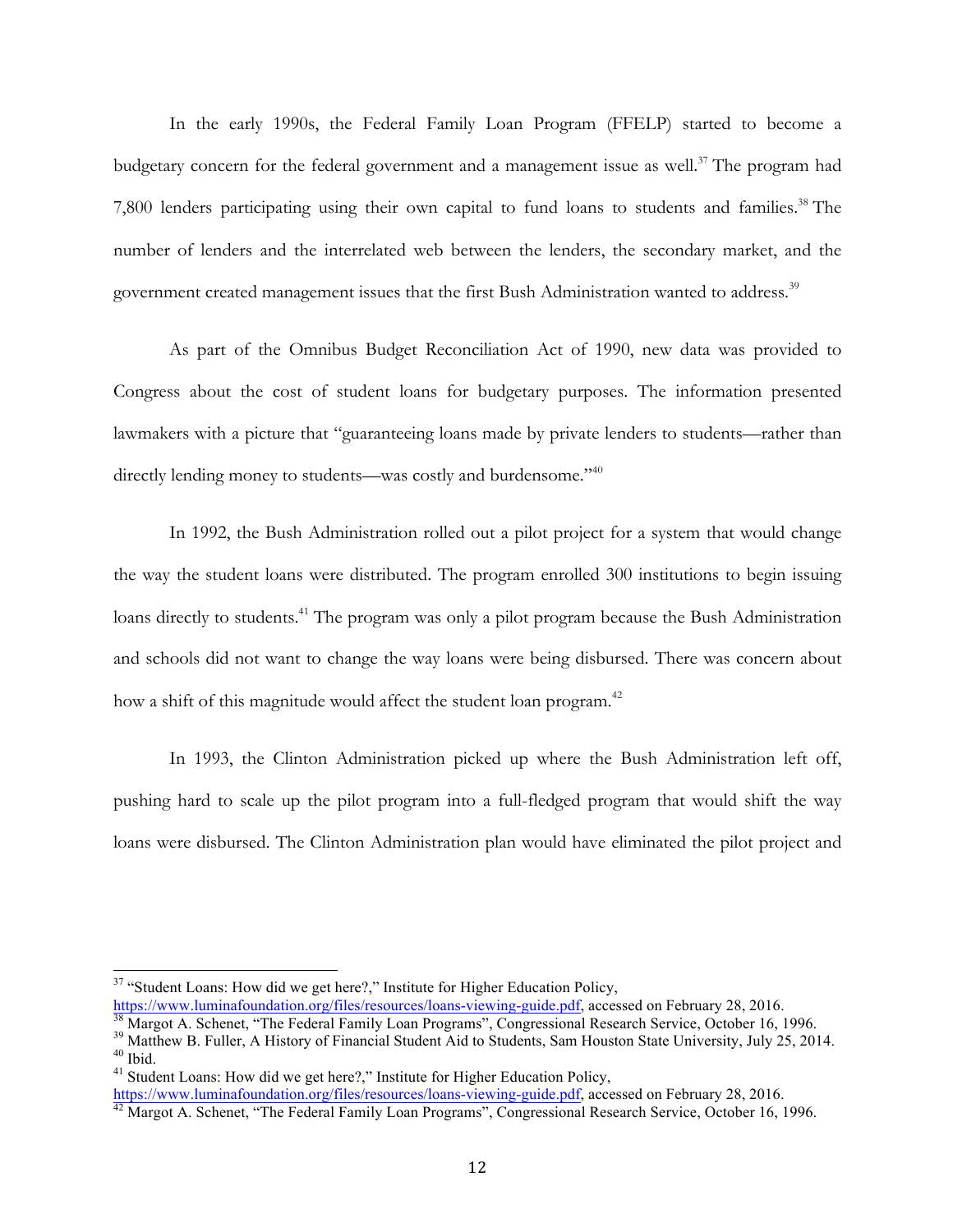In the early 1990s, the Federal Family Loan Program (FFELP) started to become a budgetary concern for the federal government and a management issue as well.[37] The program had 7,800 lenders participating using their own capital to fund loans to students and families.[38] The number of lenders and the interrelated web between the lenders, the secondary market, and the government created management issues that the first Bush Administration wanted to address.[39]

As part of the Omnibus Budget Reconciliation Act of 1990, new data was provided to Congress about the cost of student loans for budgetary purposes. The information presented lawmakers with a picture that "guaranteeing loans made by private lenders to students—rather than directly lending money to students—was costly and burdensome."[40]

In 1992, the Bush Administration rolled out a pilot project for a system that would change the way the student loans were distributed. The program enrolled 300 institutions to begin issuing loans directly to students.[41] The program was only a pilot program because the Bush Administration and schools did not want to change the way loans were being disbursed. There was concern about how a shift of this magnitude would affect the student loan program.[42]

In 1993, the Clinton Administration picked up where the Bush Administration left off, pushing hard to scale up the pilot program into a full-fledged program that would shift the way loans were disbursed. The Clinton Administration plan would have eliminated the pilot project and

---

[37] "Student Loans: How did we get here?," Institute for Higher Education Policy, https://www.luminafoundation.org/files/resources/loans-viewing-guide.pdf, accessed on February 28, 2016.

[38] Margot A. Schenet, "The Federal Family Loan Programs", Congressional Research Service, October 16, 1996.

[39] Matthew B. Fuller, A History of Financial Student Aid to Students, Sam Houston State University, July 25, 2014.

[40] Ibid.

[41] Student Loans: How did we get here?," Institute for Higher Education Policy, https://www.luminafoundation.org/files/resources/loans-viewing-guide.pdf, accessed on February 28, 2016.

[42] Margot A. Schenet, "The Federal Family Loan Programs", Congressional Research Service, October 16, 1996.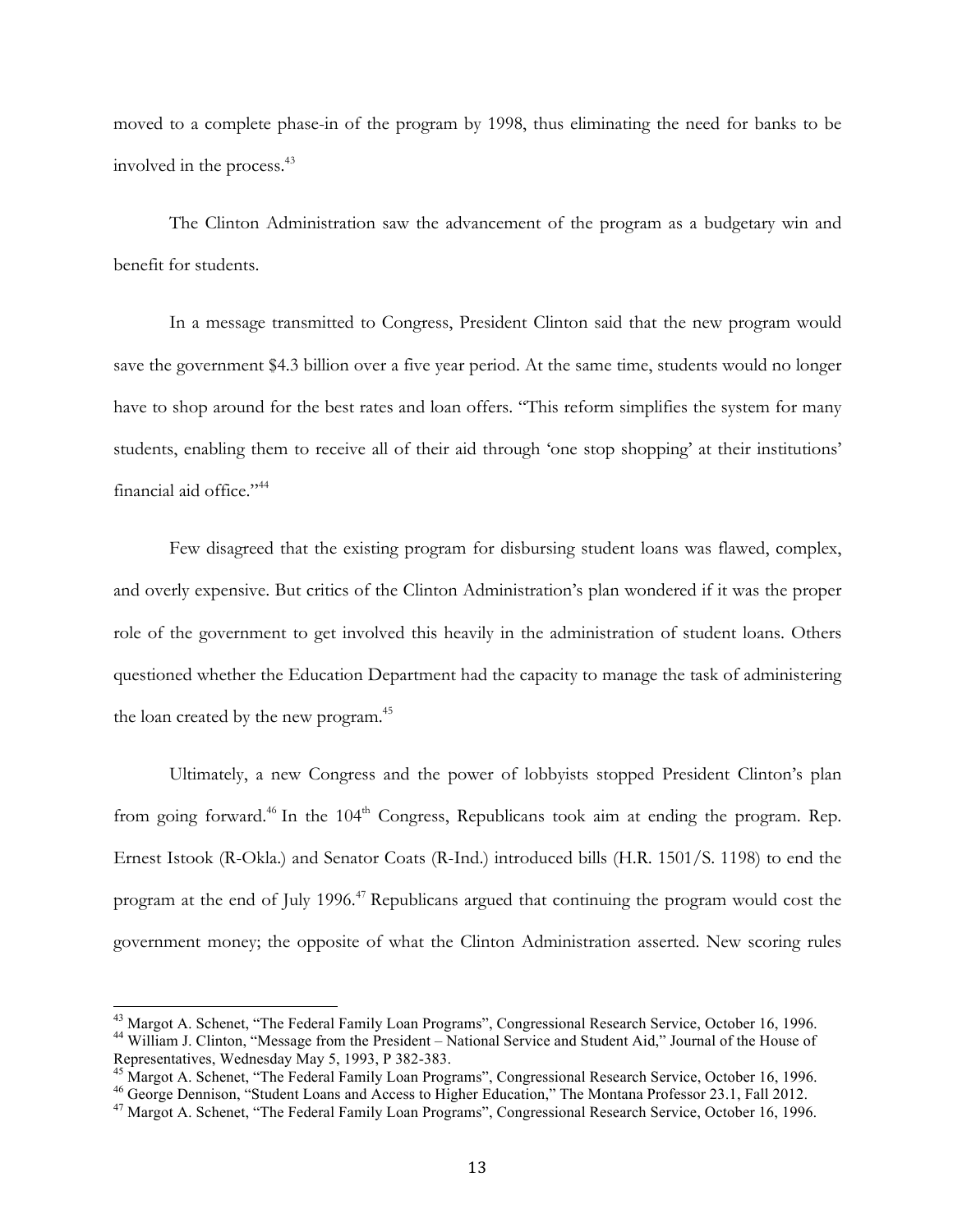moved to a complete phase-in of the program by 1998, thus eliminating the need for banks to be involved in the process.[43]

The Clinton Administration saw the advancement of the program as a budgetary win and benefit for students.

In a message transmitted to Congress, President Clinton said that the new program would save the government $4.3 billion over a five year period. At the same time, students would no longer have to shop around for the best rates and loan offers. "This reform simplifies the system for many students, enabling them to receive all of their aid through 'one stop shopping' at their institutions' financial aid office."[44]

Few disagreed that the existing program for disbursing student loans was flawed, complex, and overly expensive. But critics of the Clinton Administration's plan wondered if it was the proper role of the government to get involved this heavily in the administration of student loans. Others questioned whether the Education Department had the capacity to manage the task of administering the loan created by the new program.[45]

Ultimately, a new Congress and the power of lobbyists stopped President Clinton's plan from going forward.[46] In the 104th Congress, Republicans took aim at ending the program. Rep. Ernest Istook (R-Okla.) and Senator Coats (R-Ind.) introduced bills (H.R. 1501/S. 1198) to end the program at the end of July 1996.[47] Republicans argued that continuing the program would cost the government money; the opposite of what the Clinton Administration asserted. New scoring rules

---

[43] Margot A. Schenet, "The Federal Family Loan Programs", Congressional Research Service, October 16, 1996.

[44] William J. Clinton, "Message from the President – National Service and Student Aid," Journal of the House of Representatives, Wednesday May 5, 1993, P 382-383.

[45] Margot A. Schenet, "The Federal Family Loan Programs", Congressional Research Service, October 16, 1996.

[46] George Dennison, "Student Loans and Access to Higher Education," The Montana Professor 23.1, Fall 2012.

[47] Margot A. Schenet, "The Federal Family Loan Programs", Congressional Research Service, October 16, 1996.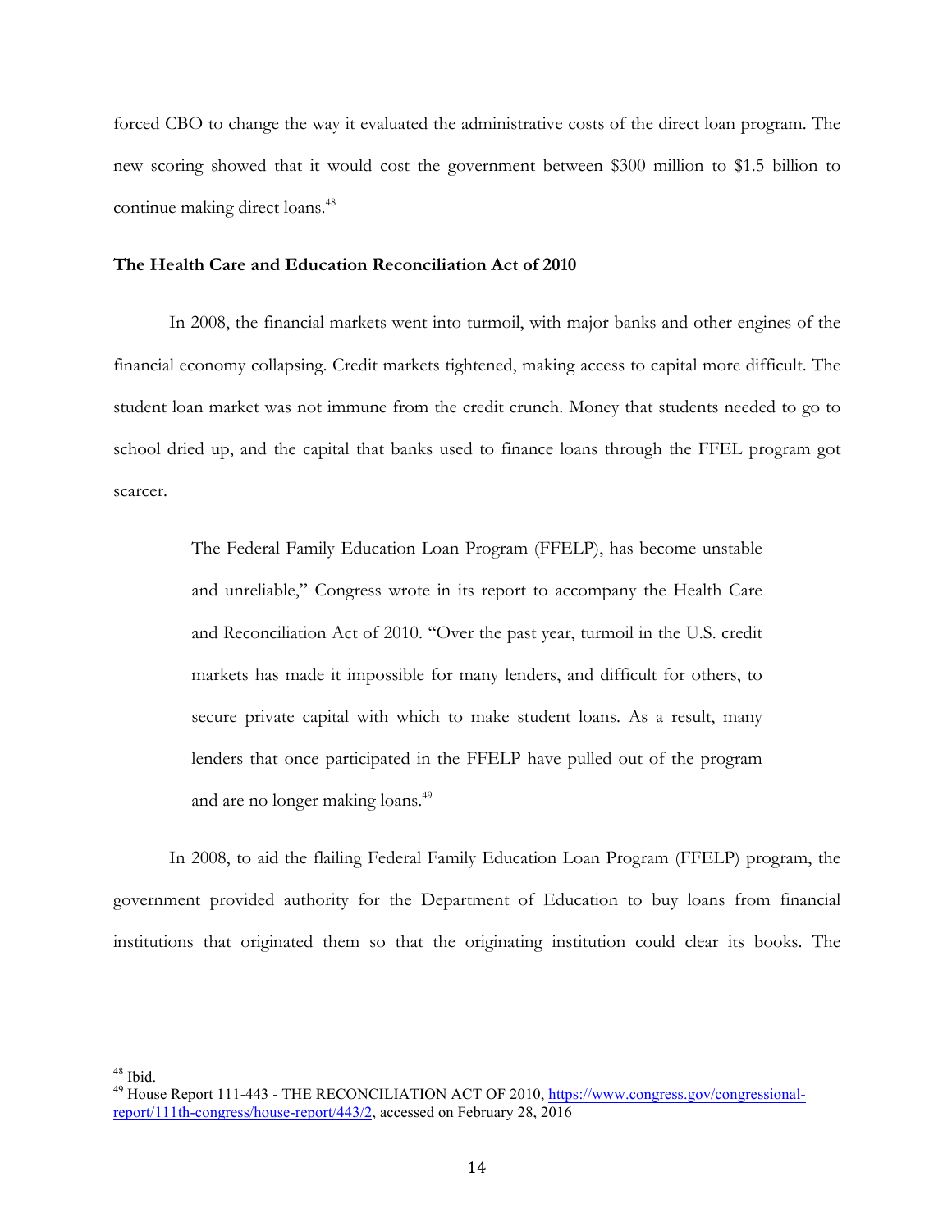forced CBO to change the way it evaluated the administrative costs of the direct loan program. The new scoring showed that it would cost the government between $300 million to $1.5 billion to continue making direct loans.[48]

## The Health Care and Education Reconciliation Act of 2010

In 2008, the financial markets went into turmoil, with major banks and other engines of the financial economy collapsing. Credit markets tightened, making access to capital more difficult. The student loan market was not immune from the credit crunch. Money that students needed to go to school dried up, and the capital that banks used to finance loans through the FFEL program got scarcer.

> The Federal Family Education Loan Program (FFELP), has become unstable and unreliable," Congress wrote in its report to accompany the Health Care and Reconciliation Act of 2010. "Over the past year, turmoil in the U.S. credit markets has made it impossible for many lenders, and difficult for others, to secure private capital with which to make student loans. As a result, many lenders that once participated in the FFELP have pulled out of the program and are no longer making loans.[49]

In 2008, to aid the flailing Federal Family Education Loan Program (FFELP) program, the government provided authority for the Department of Education to buy loans from financial institutions that originated them so that the originating institution could clear its books. The

---

[48] Ibid.

[49] House Report 111-443 - THE RECONCILIATION ACT OF 2010, https://www.congress.gov/congressional-report/111th-congress/house-report/443/2, accessed on February 28, 2016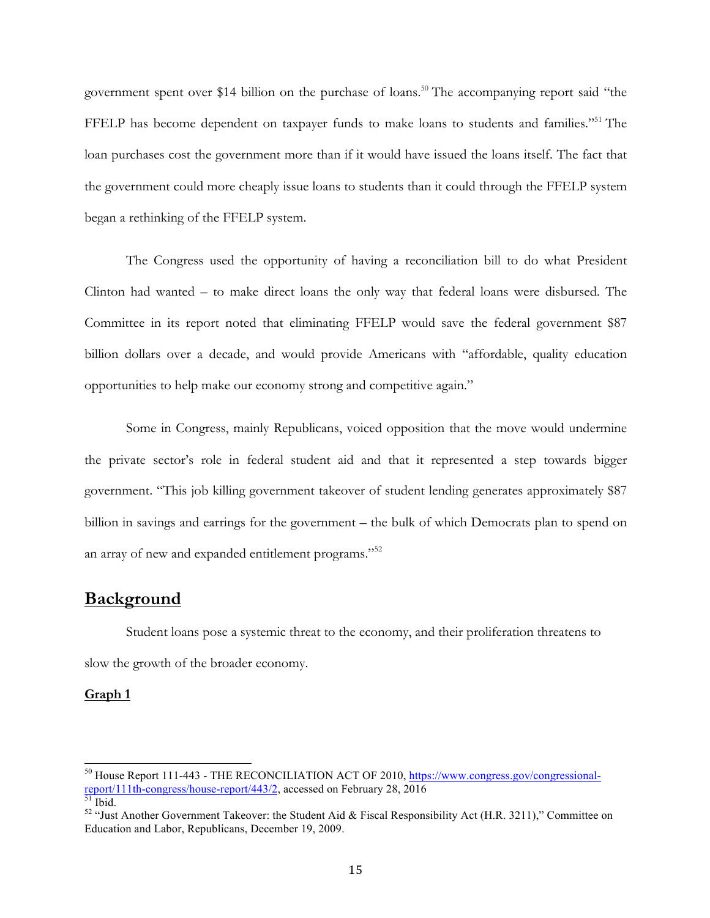government spent over $14 billion on the purchase of loans.[50] The accompanying report said "the FFELP has become dependent on taxpayer funds to make loans to students and families."[51] The loan purchases cost the government more than if it would have issued the loans itself. The fact that the government could more cheaply issue loans to students than it could through the FFELP system began a rethinking of the FFELP system.

The Congress used the opportunity of having a reconciliation bill to do what President Clinton had wanted – to make direct loans the only way that federal loans were disbursed. The Committee in its report noted that eliminating FFELP would save the federal government $87 billion dollars over a decade, and would provide Americans with "affordable, quality education opportunities to help make our economy strong and competitive again."

Some in Congress, mainly Republicans, voiced opposition that the move would undermine the private sector's role in federal student aid and that it represented a step towards bigger government. "This job killing government takeover of student lending generates approximately $87 billion in savings and earrings for the government – the bulk of which Democrats plan to spend on an array of new and expanded entitlement programs."[52]

## Background

Student loans pose a systemic threat to the economy, and their proliferation threatens to slow the growth of the broader economy.

**Graph 1**

---

[50] House Report 111-443 - THE RECONCILIATION ACT OF 2010, https://www.congress.gov/congressional-report/111th-congress/house-report/443/2, accessed on February 28, 2016

[51] Ibid.

[52] "Just Another Government Takeover: the Student Aid & Fiscal Responsibility Act (H.R. 3211)," Committee on Education and Labor, Republicans, December 19, 2009.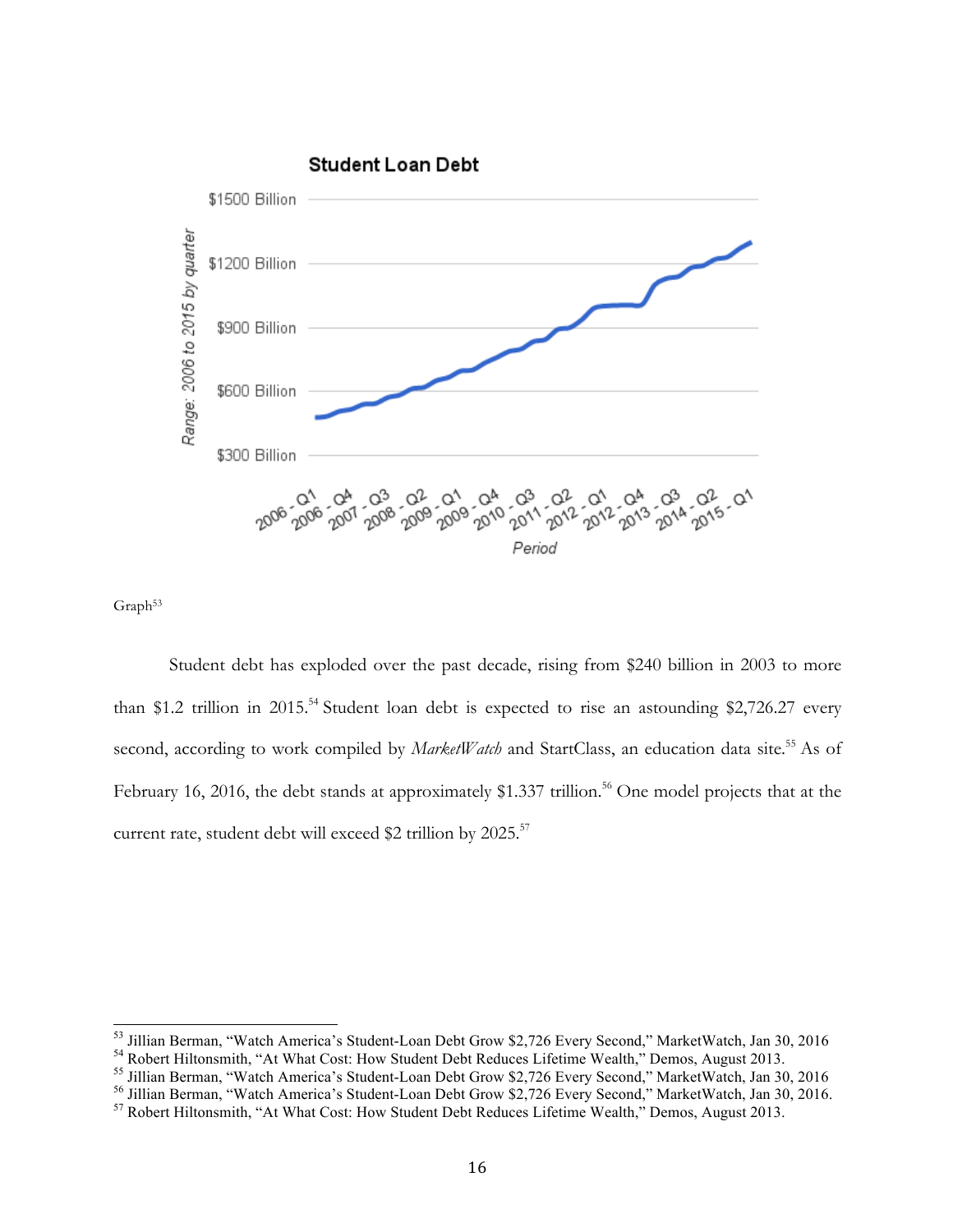Graph[53]

Student debt has exploded over the past decade, rising from $240 billion in 2003 to more than $1.2 trillion in 2015.[54] Student loan debt is expected to rise an astounding $2,726.27 every second, according to work compiled by *MarketWatch* and StartClass, an education data site.[55] As of February 16, 2016, the debt stands at approximately $1.337 trillion.[56] One model projects that at the current rate, student debt will exceed $2 trillion by 2025.[57]

---

[53] Jillian Berman, "Watch America's Student-Loan Debt Grow $2,726 Every Second," MarketWatch, Jan 30, 2016
[54] Robert Hiltonsmith, "At What Cost: How Student Debt Reduces Lifetime Wealth," Demos, August 2013.
[55] Jillian Berman, "Watch America's Student-Loan Debt Grow $2,726 Every Second," MarketWatch, Jan 30, 2016
[56] Jillian Berman, "Watch America's Student-Loan Debt Grow $2,726 Every Second," MarketWatch, Jan 30, 2016.
[57] Robert Hiltonsmith, "At What Cost: How Student Debt Reduces Lifetime Wealth," Demos, August 2013.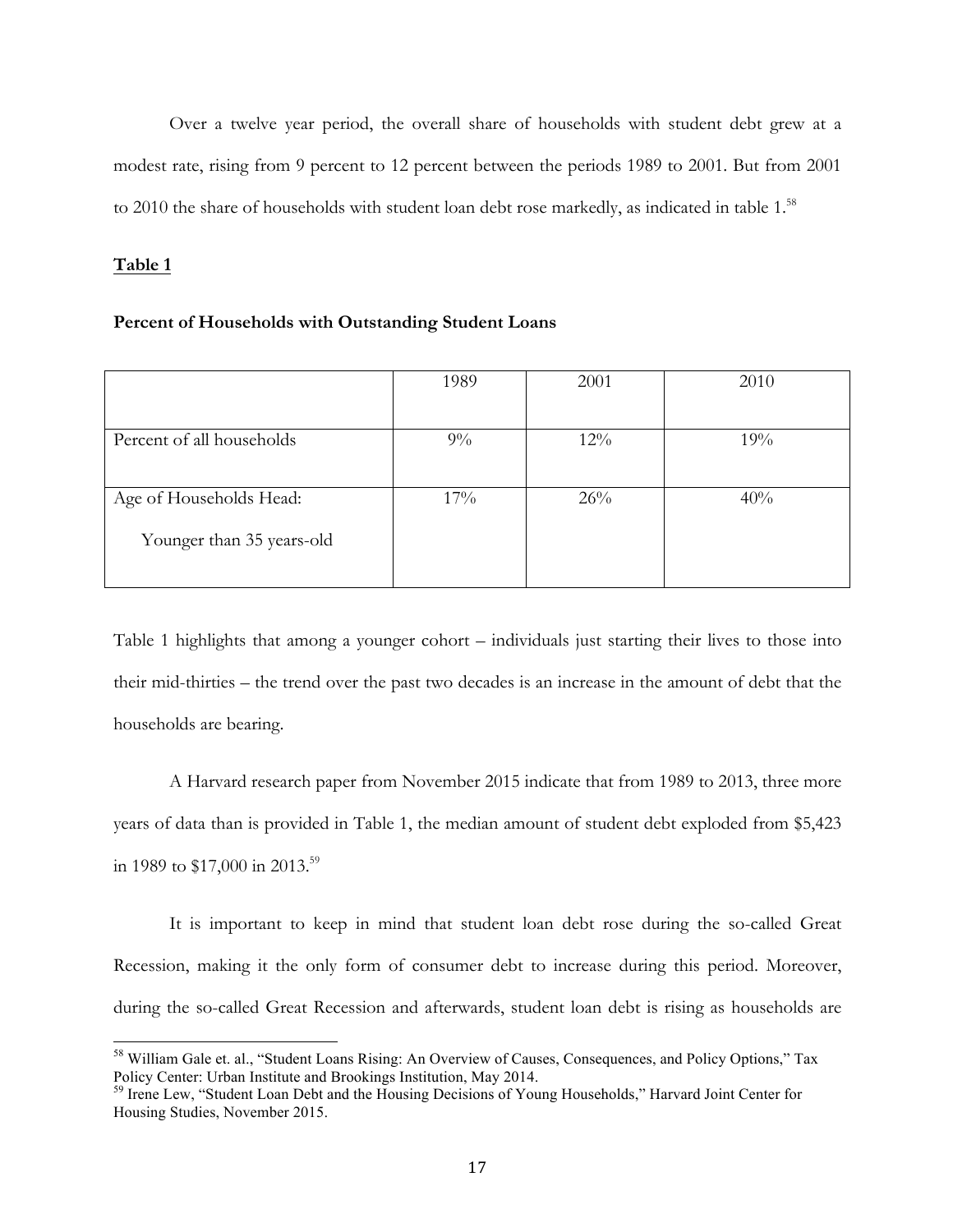Over a twelve year period, the overall share of households with student debt grew at a modest rate, rising from 9 percent to 12 percent between the periods 1989 to 2001. But from 2001 to 2010 the share of households with student loan debt rose markedly, as indicated in table 1.[58]

**Table 1**

**Percent of Households with Outstanding Student Loans**

| | 1989 | 2001 | 2010 |
|---|---|---|---|
| Percent of all households | 9% | 12% | 19% |
| Age of Households Head: Younger than 35 years-old | 17% | 26% | 40% |

Table 1 highlights that among a younger cohort – individuals just starting their lives to those into their mid-thirties – the trend over the past two decades is an increase in the amount of debt that the households are bearing.

A Harvard research paper from November 2015 indicate that from 1989 to 2013, three more years of data than is provided in Table 1, the median amount of student debt exploded from $5,423 in 1989 to $17,000 in 2013.[59]

It is important to keep in mind that student loan debt rose during the so-called Great Recession, making it the only form of consumer debt to increase during this period. Moreover, during the so-called Great Recession and afterwards, student loan debt is rising as households are

---

[58] William Gale et. al., "Student Loans Rising: An Overview of Causes, Consequences, and Policy Options," Tax Policy Center: Urban Institute and Brookings Institution, May 2014.

[59] Irene Lew, "Student Loan Debt and the Housing Decisions of Young Households," Harvard Joint Center for Housing Studies, November 2015.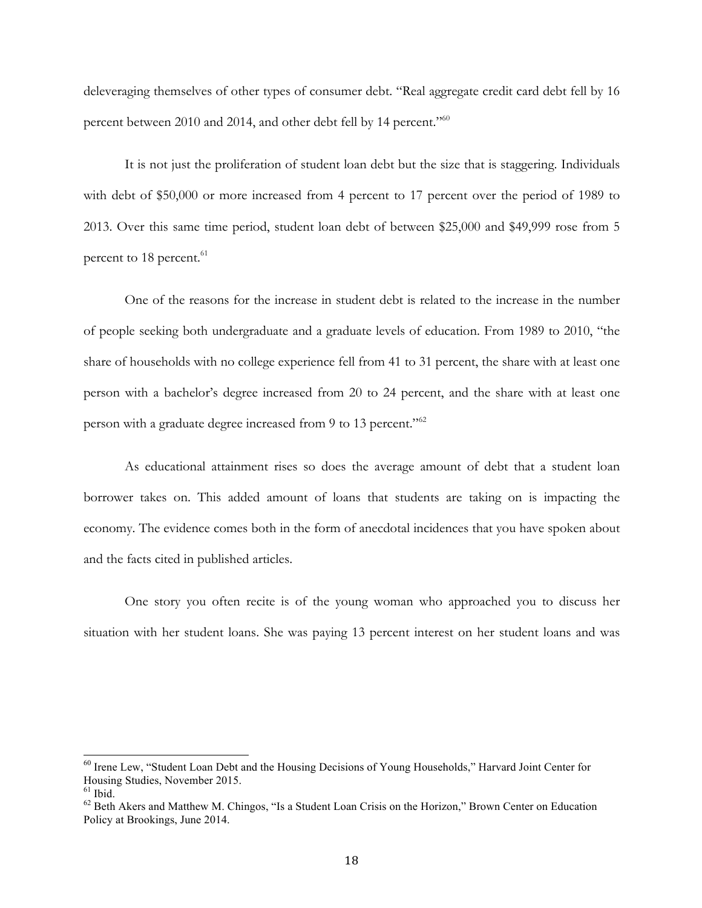deleveraging themselves of other types of consumer debt. "Real aggregate credit card debt fell by 16 percent between 2010 and 2014, and other debt fell by 14 percent."[60]

It is not just the proliferation of student loan debt but the size that is staggering. Individuals with debt of $50,000 or more increased from 4 percent to 17 percent over the period of 1989 to 2013. Over this same time period, student loan debt of between $25,000 and $49,999 rose from 5 percent to 18 percent.[61]

One of the reasons for the increase in student debt is related to the increase in the number of people seeking both undergraduate and a graduate levels of education. From 1989 to 2010, "the share of households with no college experience fell from 41 to 31 percent, the share with at least one person with a bachelor's degree increased from 20 to 24 percent, and the share with at least one person with a graduate degree increased from 9 to 13 percent."[62]

As educational attainment rises so does the average amount of debt that a student loan borrower takes on. This added amount of loans that students are taking on is impacting the economy. The evidence comes both in the form of anecdotal incidences that you have spoken about and the facts cited in published articles.

One story you often recite is of the young woman who approached you to discuss her situation with her student loans. She was paying 13 percent interest on her student loans and was

---

[60] Irene Lew, "Student Loan Debt and the Housing Decisions of Young Households," Harvard Joint Center for Housing Studies, November 2015.

[61] Ibid.

[62] Beth Akers and Matthew M. Chingos, "Is a Student Loan Crisis on the Horizon," Brown Center on Education Policy at Brookings, June 2014.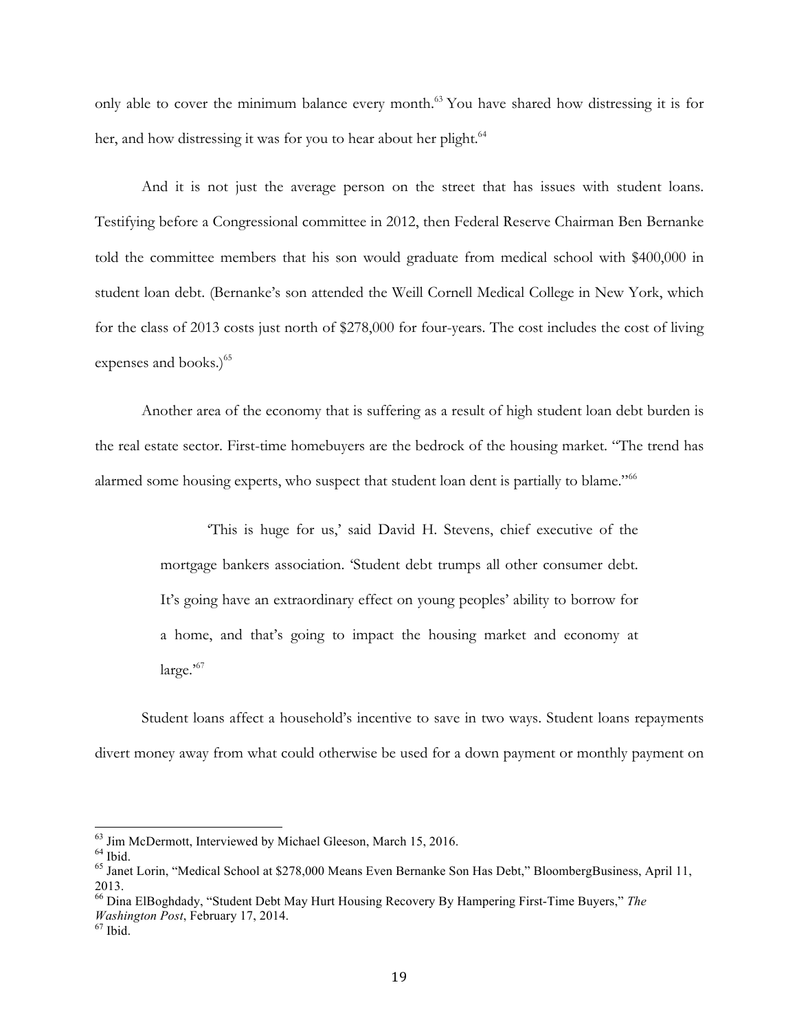only able to cover the minimum balance every month.[63] You have shared how distressing it is for her, and how distressing it was for you to hear about her plight.[64]

And it is not just the average person on the street that has issues with student loans. Testifying before a Congressional committee in 2012, then Federal Reserve Chairman Ben Bernanke told the committee members that his son would graduate from medical school with $400,000 in student loan debt. (Bernanke's son attended the Weill Cornell Medical College in New York, which for the class of 2013 costs just north of $278,000 for four-years. The cost includes the cost of living expenses and books.)[65]

Another area of the economy that is suffering as a result of high student loan debt burden is the real estate sector. First-time homebuyers are the bedrock of the housing market. "The trend has alarmed some housing experts, who suspect that student loan dent is partially to blame."[66]

> 'This is huge for us,' said David H. Stevens, chief executive of the mortgage bankers association. 'Student debt trumps all other consumer debt. It's going have an extraordinary effect on young peoples' ability to borrow for a home, and that's going to impact the housing market and economy at large.'[67]

Student loans affect a household's incentive to save in two ways. Student loans repayments divert money away from what could otherwise be used for a down payment or monthly payment on

---

[63] Jim McDermott, Interviewed by Michael Gleeson, March 15, 2016.

[64] Ibid.

[65] Janet Lorin, "Medical School at $278,000 Means Even Bernanke Son Has Debt," BloombergBusiness, April 11, 2013.

[66] Dina ElBoghdady, "Student Debt May Hurt Housing Recovery By Hampering First-Time Buyers," *The Washington Post*, February 17, 2014.

[67] Ibid.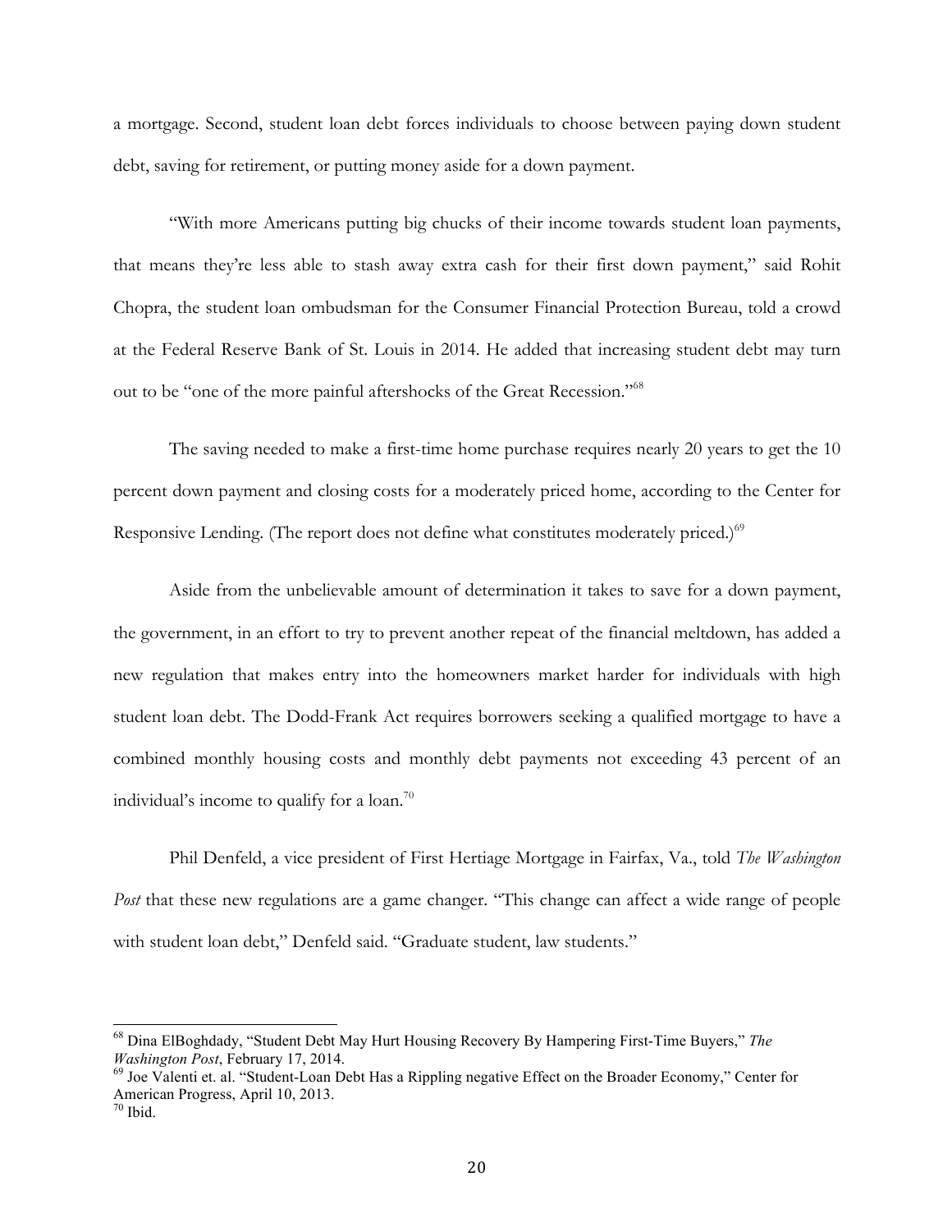a mortgage. Second, student loan debt forces individuals to choose between paying down student debt, saving for retirement, or putting money aside for a down payment.

"With more Americans putting big chucks of their income towards student loan payments, that means they're less able to stash away extra cash for their first down payment," said Rohit Chopra, the student loan ombudsman for the Consumer Financial Protection Bureau, told a crowd at the Federal Reserve Bank of St. Louis in 2014. He added that increasing student debt may turn out to be "one of the more painful aftershocks of the Great Recession."[68]

The saving needed to make a first-time home purchase requires nearly 20 years to get the 10 percent down payment and closing costs for a moderately priced home, according to the Center for Responsive Lending. (The report does not define what constitutes moderately priced.)[69]

Aside from the unbelievable amount of determination it takes to save for a down payment, the government, in an effort to try to prevent another repeat of the financial meltdown, has added a new regulation that makes entry into the homeowners market harder for individuals with high student loan debt. The Dodd-Frank Act requires borrowers seeking a qualified mortgage to have a combined monthly housing costs and monthly debt payments not exceeding 43 percent of an individual's income to qualify for a loan.[70]

Phil Denfeld, a vice president of First Hertiage Mortgage in Fairfax, Va., told *The Washington Post* that these new regulations are a game changer. "This change can affect a wide range of people with student loan debt," Denfeld said. "Graduate student, law students."

---

[68] Dina ElBoghdady, "Student Debt May Hurt Housing Recovery By Hampering First-Time Buyers," *The Washington Post*, February 17, 2014.

[69] Joe Valenti et. al. "Student-Loan Debt Has a Rippling negative Effect on the Broader Economy," Center for American Progress, April 10, 2013.

[70] Ibid.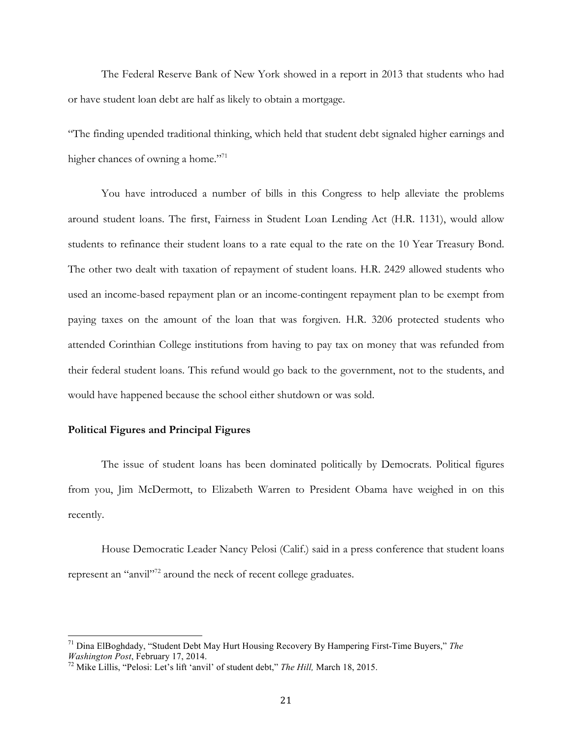The Federal Reserve Bank of New York showed in a report in 2013 that students who had or have student loan debt are half as likely to obtain a mortgage.

"The finding upended traditional thinking, which held that student debt signaled higher earnings and higher chances of owning a home."[71]

You have introduced a number of bills in this Congress to help alleviate the problems around student loans. The first, Fairness in Student Loan Lending Act (H.R. 1131), would allow students to refinance their student loans to a rate equal to the rate on the 10 Year Treasury Bond. The other two dealt with taxation of repayment of student loans. H.R. 2429 allowed students who used an income-based repayment plan or an income-contingent repayment plan to be exempt from paying taxes on the amount of the loan that was forgiven. H.R. 3206 protected students who attended Corinthian College institutions from having to pay tax on money that was refunded from their federal student loans. This refund would go back to the government, not to the students, and would have happened because the school either shutdown or was sold.

**Political Figures and Principal Figures**

The issue of student loans has been dominated politically by Democrats. Political figures from you, Jim McDermott, to Elizabeth Warren to President Obama have weighed in on this recently.

House Democratic Leader Nancy Pelosi (Calif.) said in a press conference that student loans represent an "anvil"[72] around the neck of recent college graduates.

---

[71] Dina ElBoghdady, "Student Debt May Hurt Housing Recovery By Hampering First-Time Buyers," *The Washington Post*, February 17, 2014.

[72] Mike Lillis, "Pelosi: Let's lift 'anvil' of student debt," *The Hill,* March 18, 2015.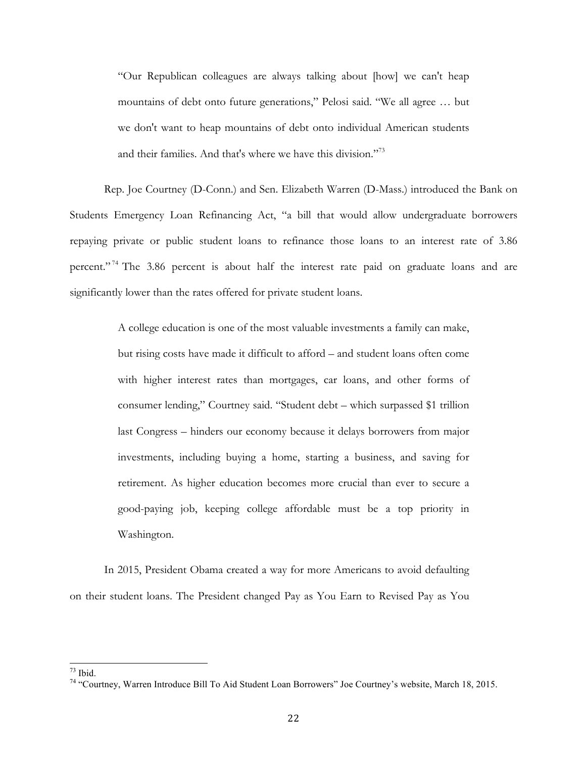> "Our Republican colleagues are always talking about [how] we can't heap mountains of debt onto future generations," Pelosi said. "We all agree … but we don't want to heap mountains of debt onto individual American students and their families. And that's where we have this division."[73]

Rep. Joe Courtney (D-Conn.) and Sen. Elizabeth Warren (D-Mass.) introduced the Bank on Students Emergency Loan Refinancing Act, "a bill that would allow undergraduate borrowers repaying private or public student loans to refinance those loans to an interest rate of 3.86 percent."[74] The 3.86 percent is about half the interest rate paid on graduate loans and are significantly lower than the rates offered for private student loans.

> A college education is one of the most valuable investments a family can make, but rising costs have made it difficult to afford – and student loans often come with higher interest rates than mortgages, car loans, and other forms of consumer lending," Courtney said. "Student debt – which surpassed $1 trillion last Congress – hinders our economy because it delays borrowers from major investments, including buying a home, starting a business, and saving for retirement. As higher education becomes more crucial than ever to secure a good-paying job, keeping college affordable must be a top priority in Washington.

In 2015, President Obama created a way for more Americans to avoid defaulting on their student loans. The President changed Pay as You Earn to Revised Pay as You

---

[73] Ibid.

[74] "Courtney, Warren Introduce Bill To Aid Student Loan Borrowers" Joe Courtney's website, March 18, 2015.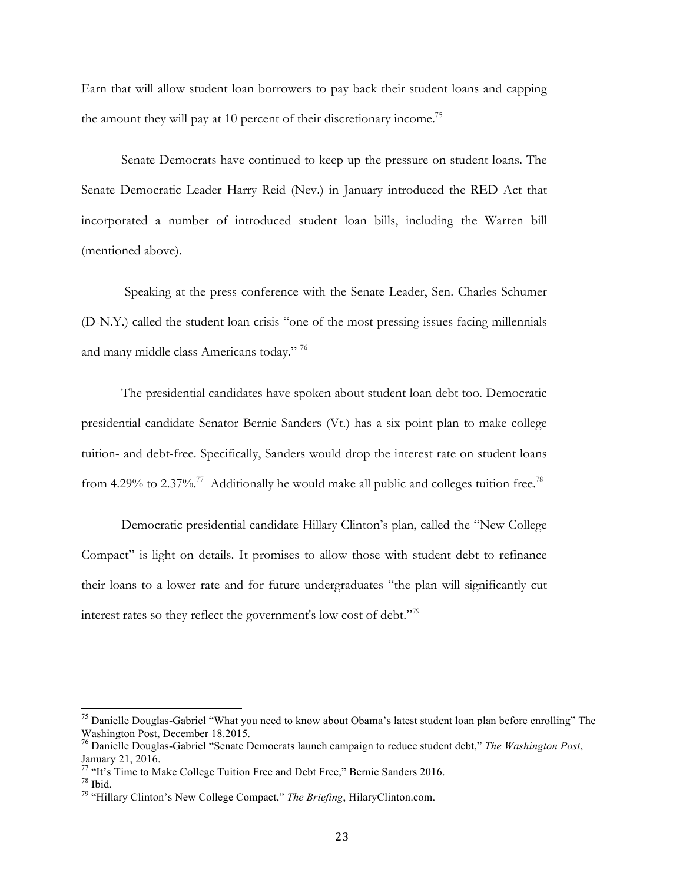Earn that will allow student loan borrowers to pay back their student loans and capping the amount they will pay at 10 percent of their discretionary income.[75]

Senate Democrats have continued to keep up the pressure on student loans. The Senate Democratic Leader Harry Reid (Nev.) in January introduced the RED Act that incorporated a number of introduced student loan bills, including the Warren bill (mentioned above).

Speaking at the press conference with the Senate Leader, Sen. Charles Schumer (D-N.Y.) called the student loan crisis "one of the most pressing issues facing millennials and many middle class Americans today." [76]

The presidential candidates have spoken about student loan debt too. Democratic presidential candidate Senator Bernie Sanders (Vt.) has a six point plan to make college tuition- and debt-free. Specifically, Sanders would drop the interest rate on student loans from 4.29% to 2.37%.[77] Additionally he would make all public and colleges tuition free.[78]

Democratic presidential candidate Hillary Clinton's plan, called the "New College Compact" is light on details. It promises to allow those with student debt to refinance their loans to a lower rate and for future undergraduates "the plan will significantly cut interest rates so they reflect the government's low cost of debt."[79]

---

[75] Danielle Douglas-Gabriel "What you need to know about Obama's latest student loan plan before enrolling" The Washington Post, December 18.2015.

[76] Danielle Douglas-Gabriel "Senate Democrats launch campaign to reduce student debt," *The Washington Post*, January 21, 2016.

[77] "It's Time to Make College Tuition Free and Debt Free," Bernie Sanders 2016.

[78] Ibid.

[79] "Hillary Clinton's New College Compact," *The Briefing*, HilaryClinton.com.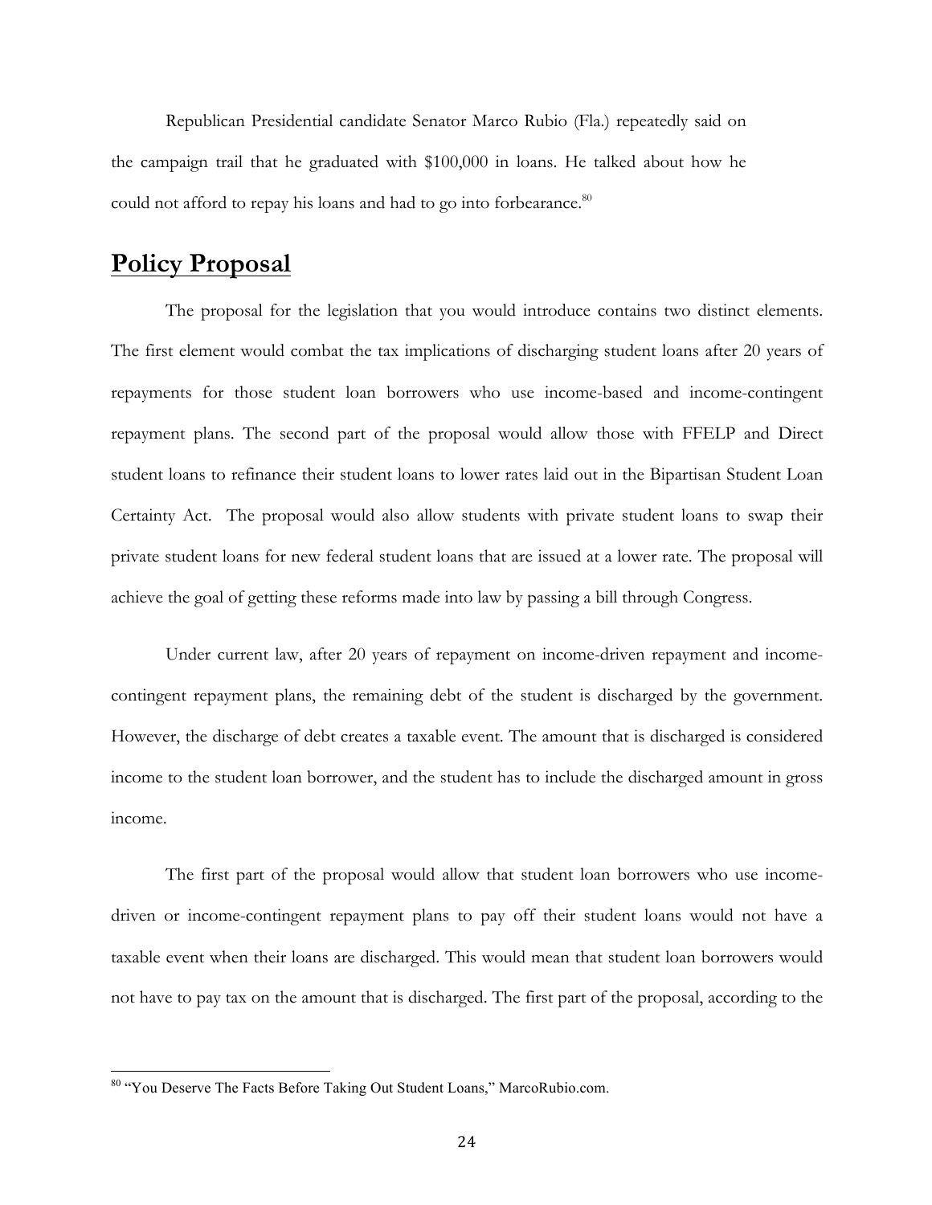Republican Presidential candidate Senator Marco Rubio (Fla.) repeatedly said on the campaign trail that he graduated with $100,000 in loans. He talked about how he could not afford to repay his loans and had to go into forbearance.[80]

## Policy Proposal

The proposal for the legislation that you would introduce contains two distinct elements. The first element would combat the tax implications of discharging student loans after 20 years of repayments for those student loan borrowers who use income-based and income-contingent repayment plans. The second part of the proposal would allow those with FFELP and Direct student loans to refinance their student loans to lower rates laid out in the Bipartisan Student Loan Certainty Act. The proposal would also allow students with private student loans to swap their private student loans for new federal student loans that are issued at a lower rate. The proposal will achieve the goal of getting these reforms made into law by passing a bill through Congress.

Under current law, after 20 years of repayment on income-driven repayment and income-contingent repayment plans, the remaining debt of the student is discharged by the government. However, the discharge of debt creates a taxable event. The amount that is discharged is considered income to the student loan borrower, and the student has to include the discharged amount in gross income.

The first part of the proposal would allow that student loan borrowers who use income-driven or income-contingent repayment plans to pay off their student loans would not have a taxable event when their loans are discharged. This would mean that student loan borrowers would not have to pay tax on the amount that is discharged. The first part of the proposal, according to the

[80] "You Deserve The Facts Before Taking Out Student Loans," MarcoRubio.com.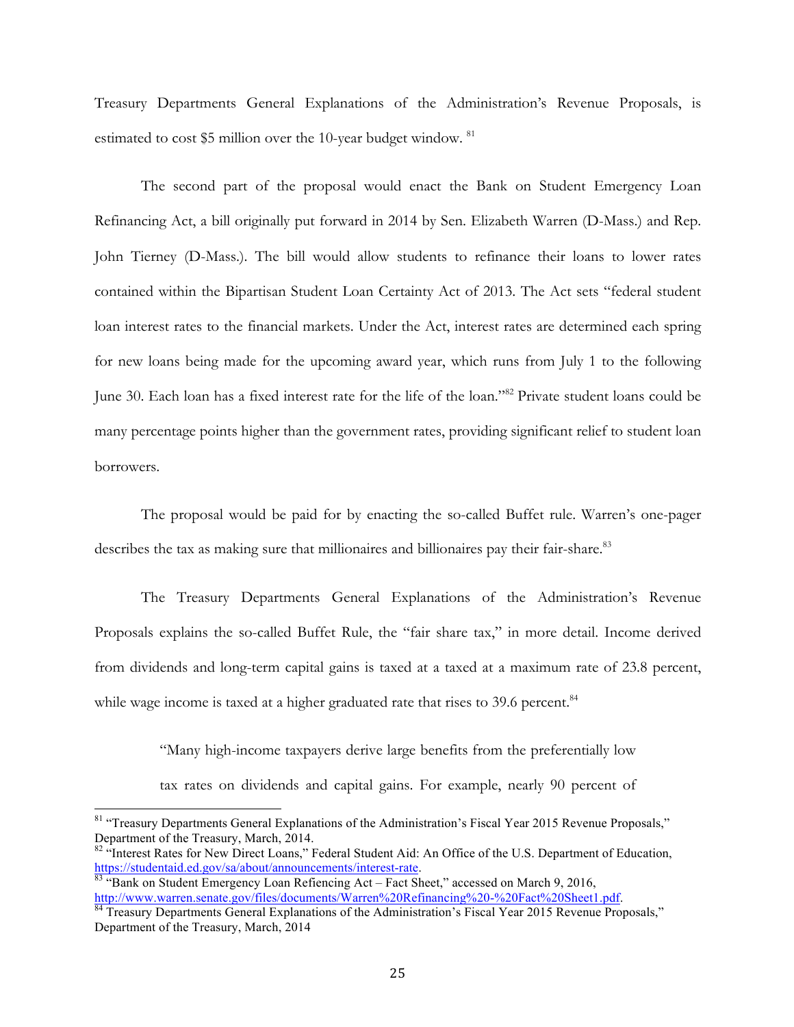Treasury Departments General Explanations of the Administration's Revenue Proposals, is estimated to cost $5 million over the 10-year budget window. [81]

The second part of the proposal would enact the Bank on Student Emergency Loan Refinancing Act, a bill originally put forward in 2014 by Sen. Elizabeth Warren (D-Mass.) and Rep. John Tierney (D-Mass.). The bill would allow students to refinance their loans to lower rates contained within the Bipartisan Student Loan Certainty Act of 2013. The Act sets "federal student loan interest rates to the financial markets. Under the Act, interest rates are determined each spring for new loans being made for the upcoming award year, which runs from July 1 to the following June 30. Each loan has a fixed interest rate for the life of the loan."[82] Private student loans could be many percentage points higher than the government rates, providing significant relief to student loan borrowers.

The proposal would be paid for by enacting the so-called Buffet rule. Warren's one-pager describes the tax as making sure that millionaires and billionaires pay their fair-share.[83]

The Treasury Departments General Explanations of the Administration's Revenue Proposals explains the so-called Buffet Rule, the "fair share tax," in more detail. Income derived from dividends and long-term capital gains is taxed at a taxed at a maximum rate of 23.8 percent, while wage income is taxed at a higher graduated rate that rises to 39.6 percent.[84]

> "Many high-income taxpayers derive large benefits from the preferentially low tax rates on dividends and capital gains. For example, nearly 90 percent of

---

[81] "Treasury Departments General Explanations of the Administration's Fiscal Year 2015 Revenue Proposals," Department of the Treasury, March, 2014.

[82] "Interest Rates for New Direct Loans," Federal Student Aid: An Office of the U.S. Department of Education, https://studentaid.ed.gov/sa/about/announcements/interest-rate.

[83] "Bank on Student Emergency Loan Refiencing Act – Fact Sheet," accessed on March 9, 2016, http://www.warren.senate.gov/files/documents/Warren%20Refinancing%20-%20Fact%20Sheet1.pdf.

[84] Treasury Departments General Explanations of the Administration's Fiscal Year 2015 Revenue Proposals," Department of the Treasury, March, 2014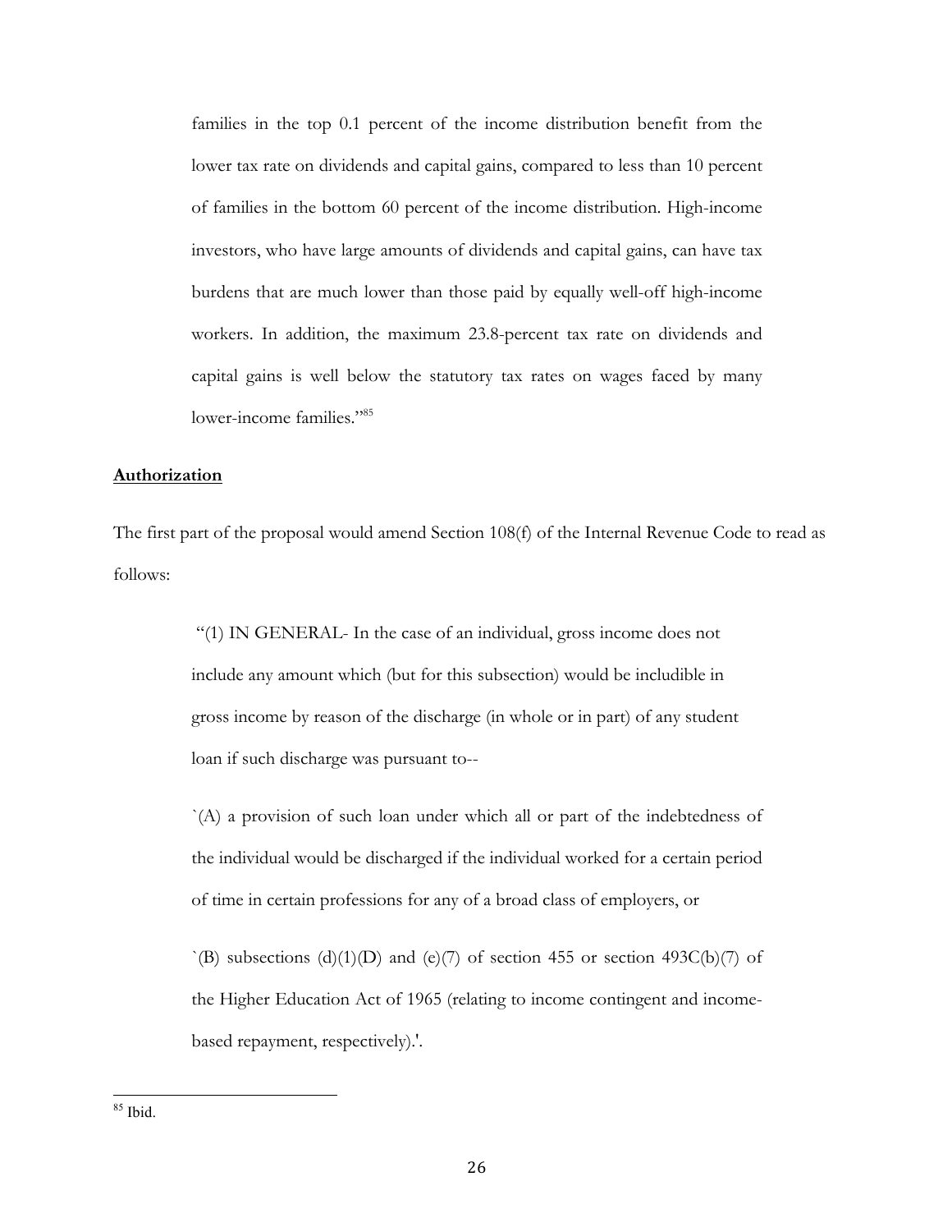families in the top 0.1 percent of the income distribution benefit from the lower tax rate on dividends and capital gains, compared to less than 10 percent of families in the bottom 60 percent of the income distribution. High-income investors, who have large amounts of dividends and capital gains, can have tax burdens that are much lower than those paid by equally well-off high-income workers. In addition, the maximum 23.8-percent tax rate on dividends and capital gains is well below the statutory tax rates on wages faced by many lower-income families."[85]

**Authorization**

The first part of the proposal would amend Section 108(f) of the Internal Revenue Code to read as follows:

> "(1) IN GENERAL- In the case of an individual, gross income does not include any amount which (but for this subsection) would be includible in gross income by reason of the discharge (in whole or in part) of any student loan if such discharge was pursuant to--
>
> `(A) a provision of such loan under which all or part of the indebtedness of the individual would be discharged if the individual worked for a certain period of time in certain professions for any of a broad class of employers, or
>
> `(B) subsections (d)(1)(D) and (e)(7) of section 455 or section 493C(b)(7) of the Higher Education Act of 1965 (relating to income contingent and income-based repayment, respectively).'.

[85] Ibid.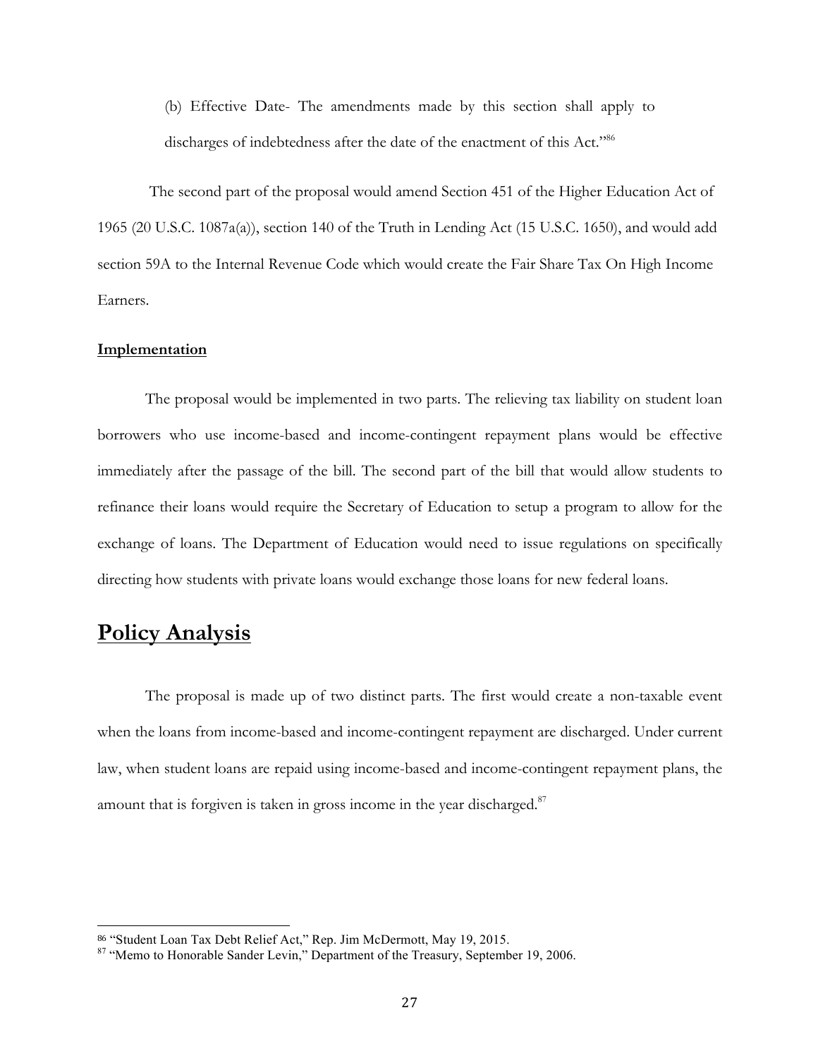(b) Effective Date- The amendments made by this section shall apply to discharges of indebtedness after the date of the enactment of this Act."[86]

The second part of the proposal would amend Section 451 of the Higher Education Act of 1965 (20 U.S.C. 1087a(a)), section 140 of the Truth in Lending Act (15 U.S.C. 1650), and would add section 59A to the Internal Revenue Code which would create the Fair Share Tax On High Income Earners.

**Implementation**

The proposal would be implemented in two parts. The relieving tax liability on student loan borrowers who use income-based and income-contingent repayment plans would be effective immediately after the passage of the bill. The second part of the bill that would allow students to refinance their loans would require the Secretary of Education to setup a program to allow for the exchange of loans. The Department of Education would need to issue regulations on specifically directing how students with private loans would exchange those loans for new federal loans.

## Policy Analysis

The proposal is made up of two distinct parts. The first would create a non-taxable event when the loans from income-based and income-contingent repayment are discharged. Under current law, when student loans are repaid using income-based and income-contingent repayment plans, the amount that is forgiven is taken in gross income in the year discharged.[87]

---

[86] "Student Loan Tax Debt Relief Act," Rep. Jim McDermott, May 19, 2015.

[87] "Memo to Honorable Sander Levin," Department of the Treasury, September 19, 2006.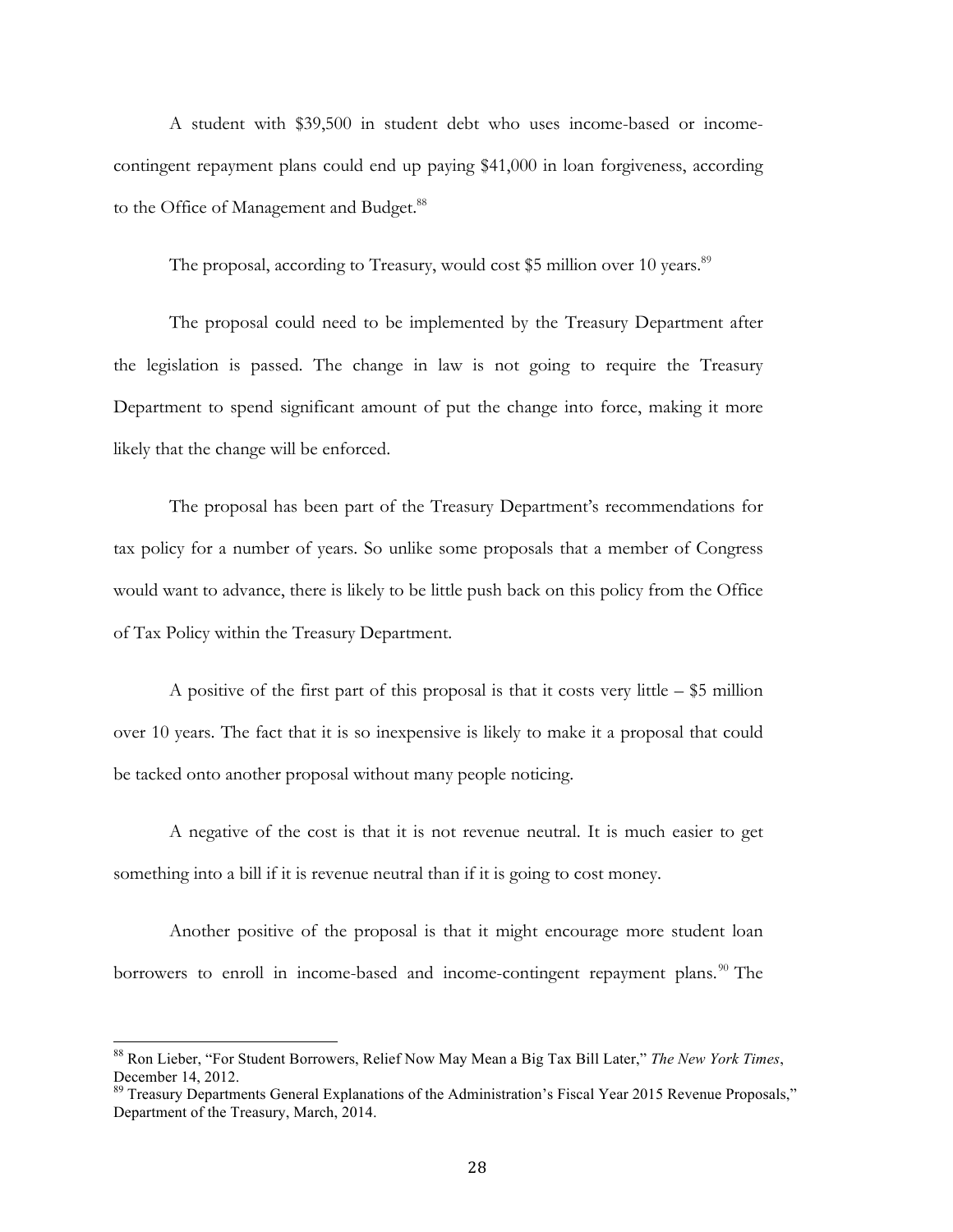A student with $39,500 in student debt who uses income-based or income-contingent repayment plans could end up paying $41,000 in loan forgiveness, according to the Office of Management and Budget.[88]

The proposal, according to Treasury, would cost $5 million over 10 years.[89]

The proposal could need to be implemented by the Treasury Department after the legislation is passed. The change in law is not going to require the Treasury Department to spend significant amount of put the change into force, making it more likely that the change will be enforced.

The proposal has been part of the Treasury Department's recommendations for tax policy for a number of years. So unlike some proposals that a member of Congress would want to advance, there is likely to be little push back on this policy from the Office of Tax Policy within the Treasury Department.

A positive of the first part of this proposal is that it costs very little – $5 million over 10 years. The fact that it is so inexpensive is likely to make it a proposal that could be tacked onto another proposal without many people noticing.

A negative of the cost is that it is not revenue neutral. It is much easier to get something into a bill if it is revenue neutral than if it is going to cost money.

Another positive of the proposal is that it might encourage more student loan borrowers to enroll in income-based and income-contingent repayment plans.[90] The

---

[88] Ron Lieber, "For Student Borrowers, Relief Now May Mean a Big Tax Bill Later," *The New York Times*, December 14, 2012.

[89] Treasury Departments General Explanations of the Administration's Fiscal Year 2015 Revenue Proposals," Department of the Treasury, March, 2014.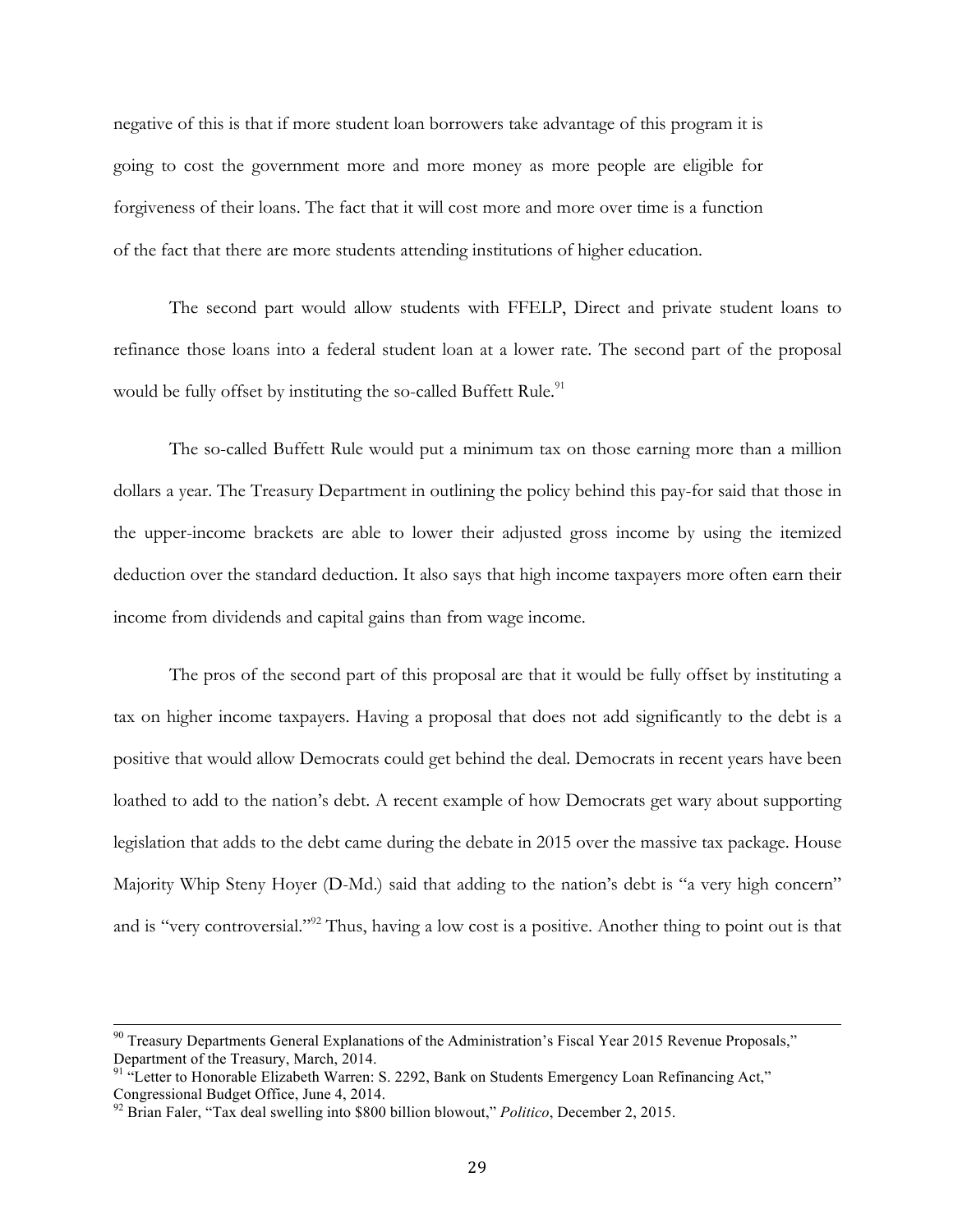negative of this is that if more student loan borrowers take advantage of this program it is going to cost the government more and more money as more people are eligible for forgiveness of their loans. The fact that it will cost more and more over time is a function of the fact that there are more students attending institutions of higher education.

The second part would allow students with FFELP, Direct and private student loans to refinance those loans into a federal student loan at a lower rate. The second part of the proposal would be fully offset by instituting the so-called Buffett Rule.[91]

The so-called Buffett Rule would put a minimum tax on those earning more than a million dollars a year. The Treasury Department in outlining the policy behind this pay-for said that those in the upper-income brackets are able to lower their adjusted gross income by using the itemized deduction over the standard deduction. It also says that high income taxpayers more often earn their income from dividends and capital gains than from wage income.

The pros of the second part of this proposal are that it would be fully offset by instituting a tax on higher income taxpayers. Having a proposal that does not add significantly to the debt is a positive that would allow Democrats could get behind the deal. Democrats in recent years have been loathed to add to the nation's debt. A recent example of how Democrats get wary about supporting legislation that adds to the debt came during the debate in 2015 over the massive tax package. House Majority Whip Steny Hoyer (D-Md.) said that adding to the nation's debt is "a very high concern" and is "very controversial."[92] Thus, having a low cost is a positive. Another thing to point out is that

---

[90] Treasury Departments General Explanations of the Administration's Fiscal Year 2015 Revenue Proposals," Department of the Treasury, March, 2014.

[91] "Letter to Honorable Elizabeth Warren: S. 2292, Bank on Students Emergency Loan Refinancing Act," Congressional Budget Office, June 4, 2014.

[92] Brian Faler, "Tax deal swelling into $800 billion blowout," *Politico*, December 2, 2015.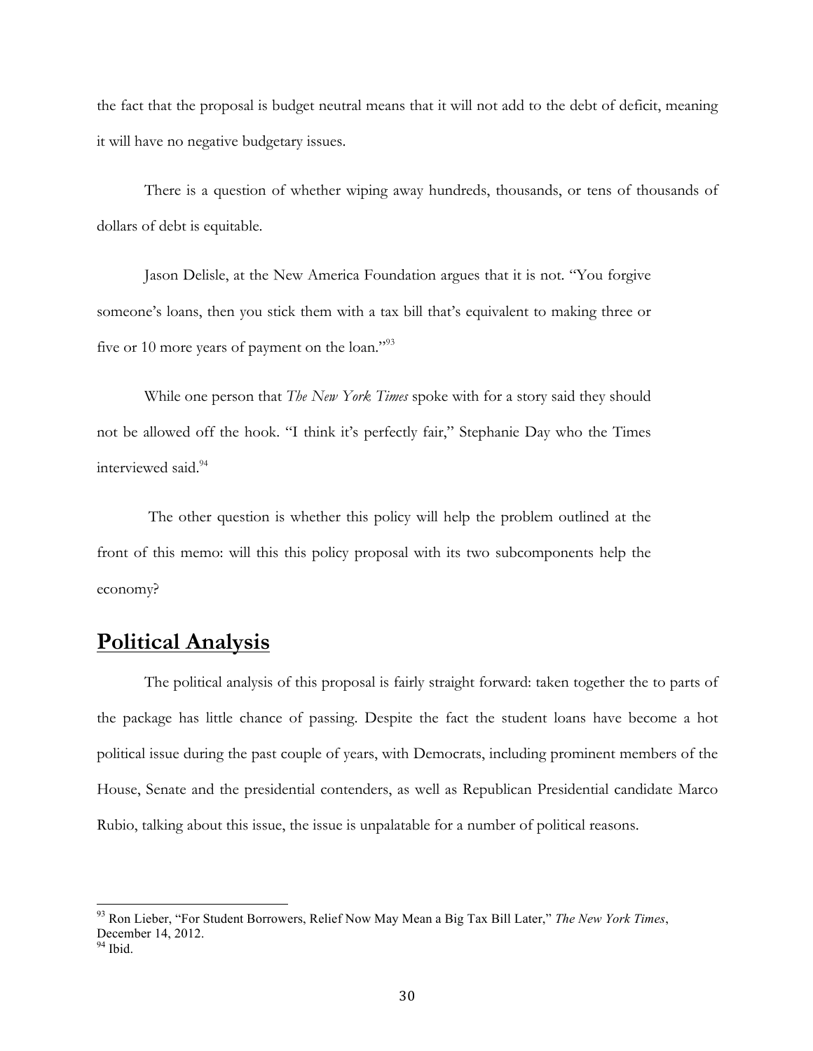the fact that the proposal is budget neutral means that it will not add to the debt of deficit, meaning it will have no negative budgetary issues.

There is a question of whether wiping away hundreds, thousands, or tens of thousands of dollars of debt is equitable.

Jason Delisle, at the New America Foundation argues that it is not. "You forgive someone's loans, then you stick them with a tax bill that's equivalent to making three or five or 10 more years of payment on the loan."[93]

While one person that *The New York Times* spoke with for a story said they should not be allowed off the hook. "I think it's perfectly fair," Stephanie Day who the Times interviewed said.[94]

The other question is whether this policy will help the problem outlined at the front of this memo: will this this policy proposal with its two subcomponents help the economy?

## **Political Analysis**

The political analysis of this proposal is fairly straight forward: taken together the to parts of the package has little chance of passing. Despite the fact the student loans have become a hot political issue during the past couple of years, with Democrats, including prominent members of the House, Senate and the presidential contenders, as well as Republican Presidential candidate Marco Rubio, talking about this issue, the issue is unpalatable for a number of political reasons.

---

[93] Ron Lieber, "For Student Borrowers, Relief Now May Mean a Big Tax Bill Later," *The New York Times*, December 14, 2012.

[94] Ibid.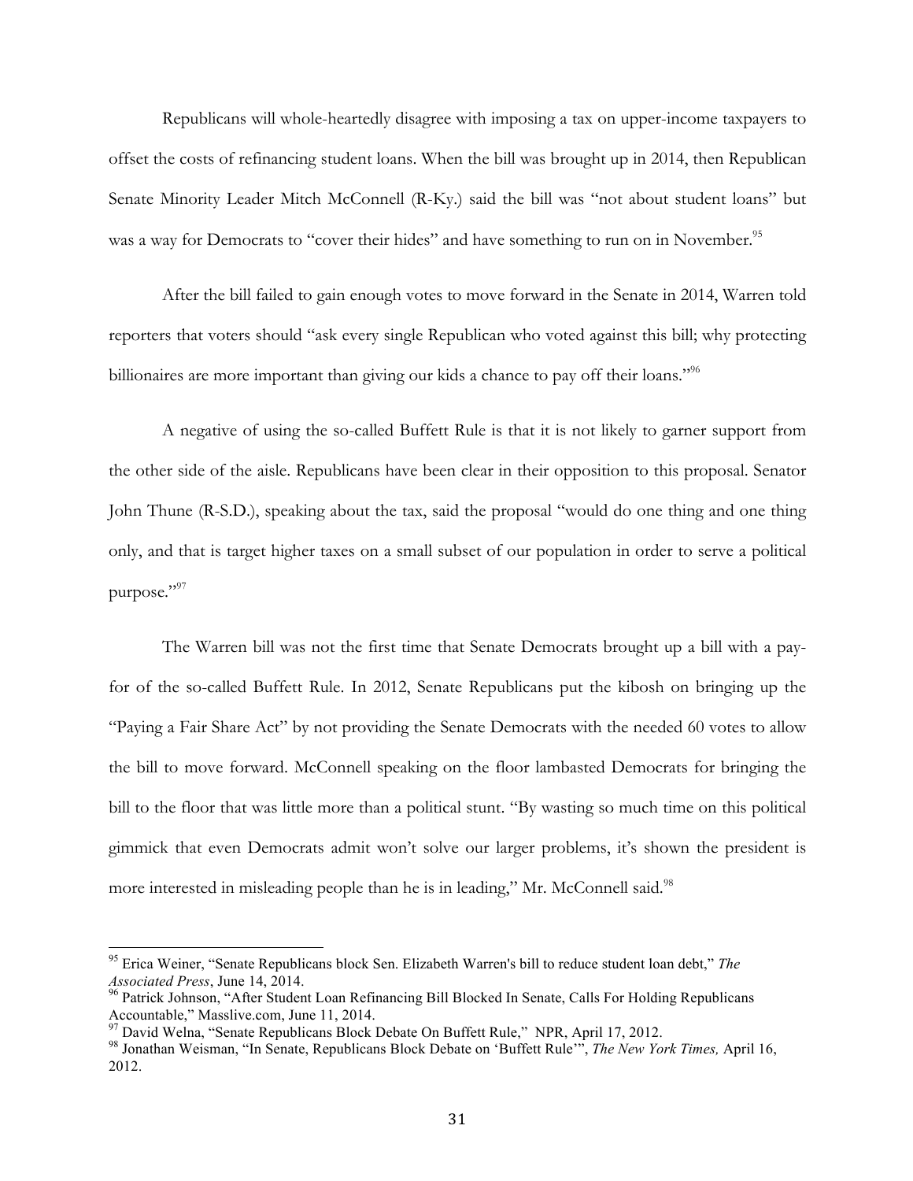Republicans will whole-heartedly disagree with imposing a tax on upper-income taxpayers to offset the costs of refinancing student loans. When the bill was brought up in 2014, then Republican Senate Minority Leader Mitch McConnell (R-Ky.) said the bill was "not about student loans" but was a way for Democrats to "cover their hides" and have something to run on in November.[95]

After the bill failed to gain enough votes to move forward in the Senate in 2014, Warren told reporters that voters should "ask every single Republican who voted against this bill; why protecting billionaires are more important than giving our kids a chance to pay off their loans."[96]

A negative of using the so-called Buffett Rule is that it is not likely to garner support from the other side of the aisle. Republicans have been clear in their opposition to this proposal. Senator John Thune (R-S.D.), speaking about the tax, said the proposal "would do one thing and one thing only, and that is target higher taxes on a small subset of our population in order to serve a political purpose."[97]

The Warren bill was not the first time that Senate Democrats brought up a bill with a pay-for of the so-called Buffett Rule. In 2012, Senate Republicans put the kibosh on bringing up the "Paying a Fair Share Act" by not providing the Senate Democrats with the needed 60 votes to allow the bill to move forward. McConnell speaking on the floor lambasted Democrats for bringing the bill to the floor that was little more than a political stunt. "By wasting so much time on this political gimmick that even Democrats admit won't solve our larger problems, it's shown the president is more interested in misleading people than he is in leading," Mr. McConnell said.[98]

---

[95] Erica Weiner, "Senate Republicans block Sen. Elizabeth Warren's bill to reduce student loan debt," *The Associated Press*, June 14, 2014.

[96] Patrick Johnson, "After Student Loan Refinancing Bill Blocked In Senate, Calls For Holding Republicans Accountable," Masslive.com, June 11, 2014.

[97] David Welna, "Senate Republicans Block Debate On Buffett Rule," NPR, April 17, 2012.

[98] Jonathan Weisman, "In Senate, Republicans Block Debate on 'Buffett Rule'", *The New York Times,* April 16, 2012.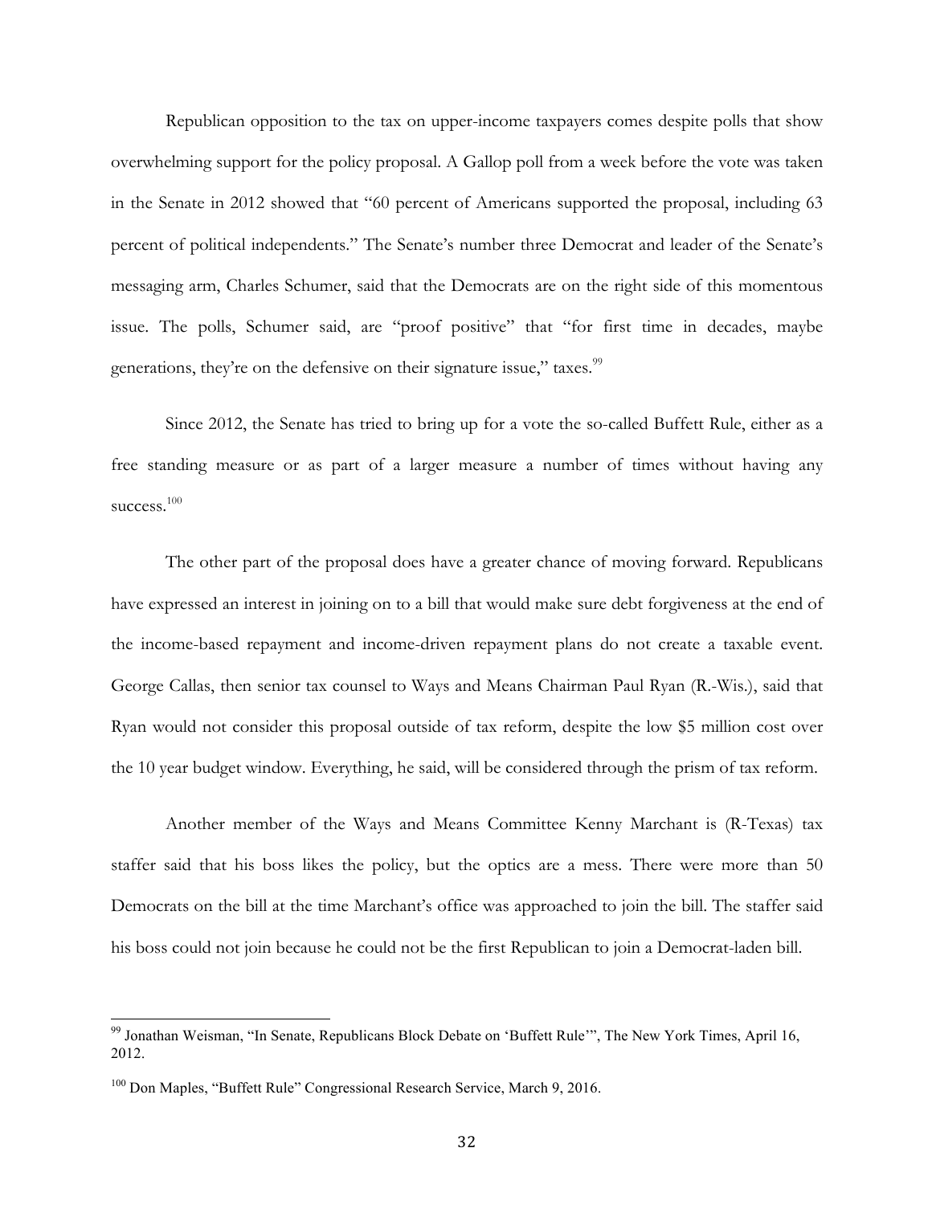Republican opposition to the tax on upper-income taxpayers comes despite polls that show overwhelming support for the policy proposal. A Gallop poll from a week before the vote was taken in the Senate in 2012 showed that "60 percent of Americans supported the proposal, including 63 percent of political independents." The Senate's number three Democrat and leader of the Senate's messaging arm, Charles Schumer, said that the Democrats are on the right side of this momentous issue. The polls, Schumer said, are "proof positive" that "for first time in decades, maybe generations, they're on the defensive on their signature issue," taxes.[99]

Since 2012, the Senate has tried to bring up for a vote the so-called Buffett Rule, either as a free standing measure or as part of a larger measure a number of times without having any success.[100]

The other part of the proposal does have a greater chance of moving forward. Republicans have expressed an interest in joining on to a bill that would make sure debt forgiveness at the end of the income-based repayment and income-driven repayment plans do not create a taxable event. George Callas, then senior tax counsel to Ways and Means Chairman Paul Ryan (R.-Wis.), said that Ryan would not consider this proposal outside of tax reform, despite the low $5 million cost over the 10 year budget window. Everything, he said, will be considered through the prism of tax reform.

Another member of the Ways and Means Committee Kenny Marchant is (R-Texas) tax staffer said that his boss likes the policy, but the optics are a mess. There were more than 50 Democrats on the bill at the time Marchant's office was approached to join the bill. The staffer said his boss could not join because he could not be the first Republican to join a Democrat-laden bill.

---

[99] Jonathan Weisman, "In Senate, Republicans Block Debate on 'Buffett Rule'", The New York Times, April 16, 2012.

[100] Don Maples, "Buffett Rule" Congressional Research Service, March 9, 2016.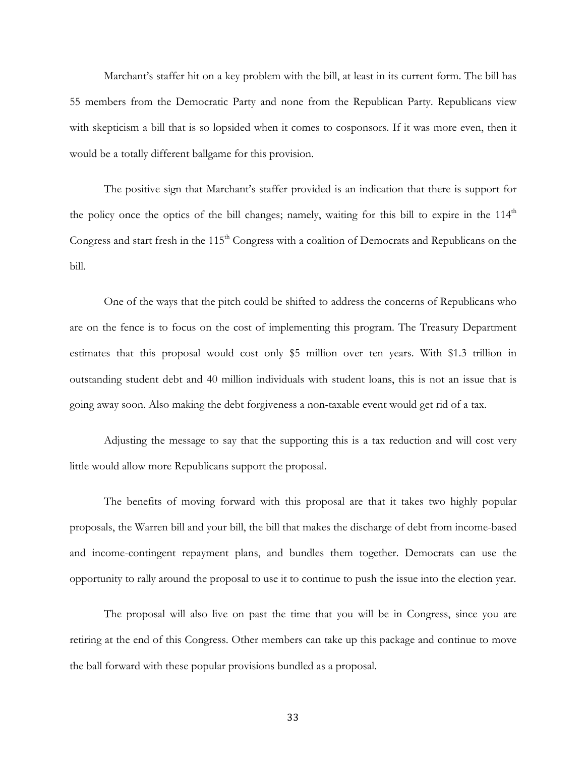Marchant's staffer hit on a key problem with the bill, at least in its current form. The bill has 55 members from the Democratic Party and none from the Republican Party. Republicans view with skepticism a bill that is so lopsided when it comes to cosponsors. If it was more even, then it would be a totally different ballgame for this provision.

The positive sign that Marchant's staffer provided is an indication that there is support for the policy once the optics of the bill changes; namely, waiting for this bill to expire in the 114th Congress and start fresh in the 115th Congress with a coalition of Democrats and Republicans on the bill.

One of the ways that the pitch could be shifted to address the concerns of Republicans who are on the fence is to focus on the cost of implementing this program. The Treasury Department estimates that this proposal would cost only $5 million over ten years. With $1.3 trillion in outstanding student debt and 40 million individuals with student loans, this is not an issue that is going away soon. Also making the debt forgiveness a non-taxable event would get rid of a tax.

Adjusting the message to say that the supporting this is a tax reduction and will cost very little would allow more Republicans support the proposal.

The benefits of moving forward with this proposal are that it takes two highly popular proposals, the Warren bill and your bill, the bill that makes the discharge of debt from income-based and income-contingent repayment plans, and bundles them together. Democrats can use the opportunity to rally around the proposal to use it to continue to push the issue into the election year.

The proposal will also live on past the time that you will be in Congress, since you are retiring at the end of this Congress. Other members can take up this package and continue to move the ball forward with these popular provisions bundled as a proposal.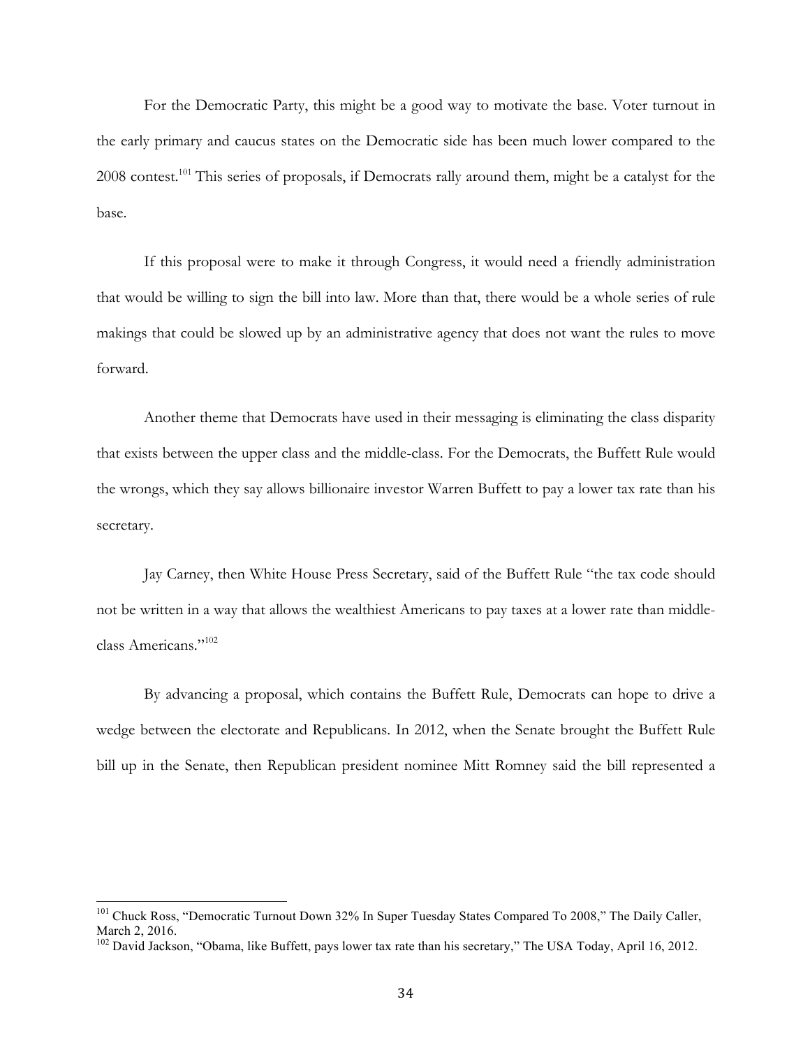For the Democratic Party, this might be a good way to motivate the base. Voter turnout in the early primary and caucus states on the Democratic side has been much lower compared to the 2008 contest.[101] This series of proposals, if Democrats rally around them, might be a catalyst for the base.

If this proposal were to make it through Congress, it would need a friendly administration that would be willing to sign the bill into law. More than that, there would be a whole series of rule makings that could be slowed up by an administrative agency that does not want the rules to move forward.

Another theme that Democrats have used in their messaging is eliminating the class disparity that exists between the upper class and the middle-class. For the Democrats, the Buffett Rule would the wrongs, which they say allows billionaire investor Warren Buffett to pay a lower tax rate than his secretary.

Jay Carney, then White House Press Secretary, said of the Buffett Rule "the tax code should not be written in a way that allows the wealthiest Americans to pay taxes at a lower rate than middle-class Americans."[102]

By advancing a proposal, which contains the Buffett Rule, Democrats can hope to drive a wedge between the electorate and Republicans. In 2012, when the Senate brought the Buffett Rule bill up in the Senate, then Republican president nominee Mitt Romney said the bill represented a

---

[101] Chuck Ross, "Democratic Turnout Down 32% In Super Tuesday States Compared To 2008," The Daily Caller, March 2, 2016.

[102] David Jackson, "Obama, like Buffett, pays lower tax rate than his secretary," The USA Today, April 16, 2012.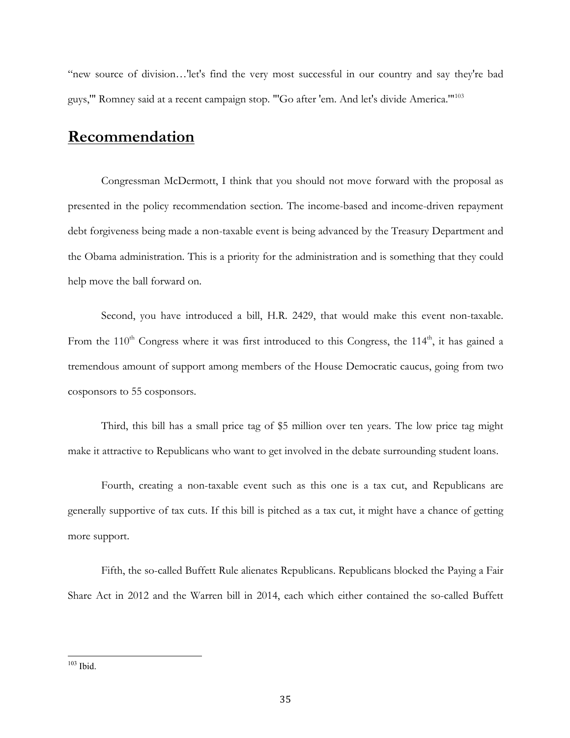“new source of division…'let's find the very most successful in our country and say they're bad guys,'" Romney said at a recent campaign stop. "'Go after 'em. And let's divide America.'"[103]

## **Recommendation**

Congressman McDermott, I think that you should not move forward with the proposal as presented in the policy recommendation section. The income-based and income-driven repayment debt forgiveness being made a non-taxable event is being advanced by the Treasury Department and the Obama administration. This is a priority for the administration and is something that they could help move the ball forward on.

Second, you have introduced a bill, H.R. 2429, that would make this event non-taxable. From the 110th Congress where it was first introduced to this Congress, the 114th, it has gained a tremendous amount of support among members of the House Democratic caucus, going from two cosponsors to 55 cosponsors.

Third, this bill has a small price tag of $5 million over ten years. The low price tag might make it attractive to Republicans who want to get involved in the debate surrounding student loans.

Fourth, creating a non-taxable event such as this one is a tax cut, and Republicans are generally supportive of tax cuts. If this bill is pitched as a tax cut, it might have a chance of getting more support.

Fifth, the so-called Buffett Rule alienates Republicans. Republicans blocked the Paying a Fair Share Act in 2012 and the Warren bill in 2014, each which either contained the so-called Buffett

---

[103] Ibid.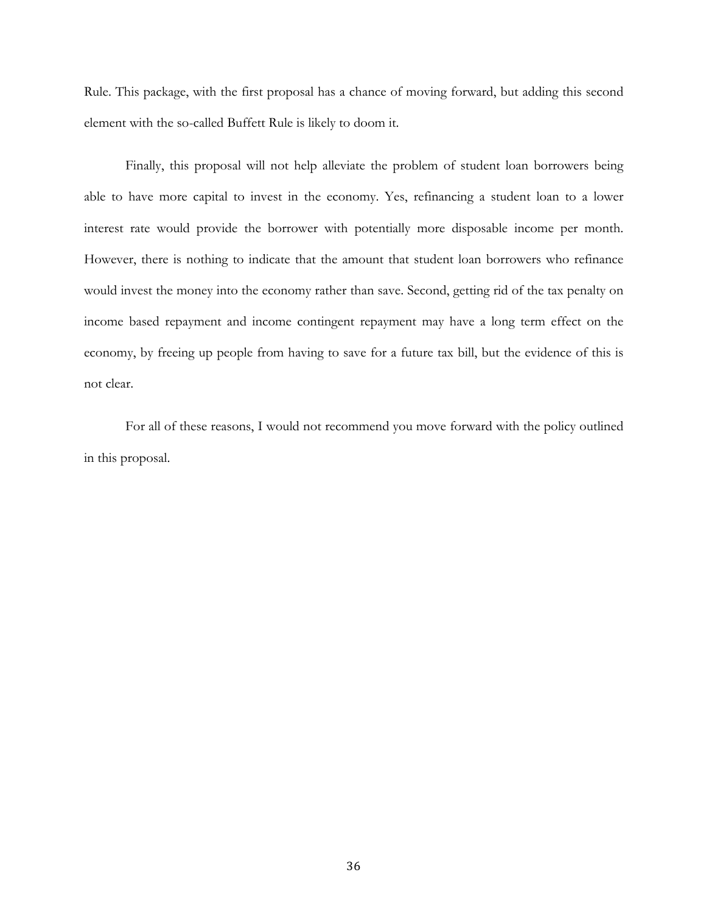Rule. This package, with the first proposal has a chance of moving forward, but adding this second element with the so-called Buffett Rule is likely to doom it.

Finally, this proposal will not help alleviate the problem of student loan borrowers being able to have more capital to invest in the economy. Yes, refinancing a student loan to a lower interest rate would provide the borrower with potentially more disposable income per month. However, there is nothing to indicate that the amount that student loan borrowers who refinance would invest the money into the economy rather than save. Second, getting rid of the tax penalty on income based repayment and income contingent repayment may have a long term effect on the economy, by freeing up people from having to save for a future tax bill, but the evidence of this is not clear.

For all of these reasons, I would not recommend you move forward with the policy outlined in this proposal.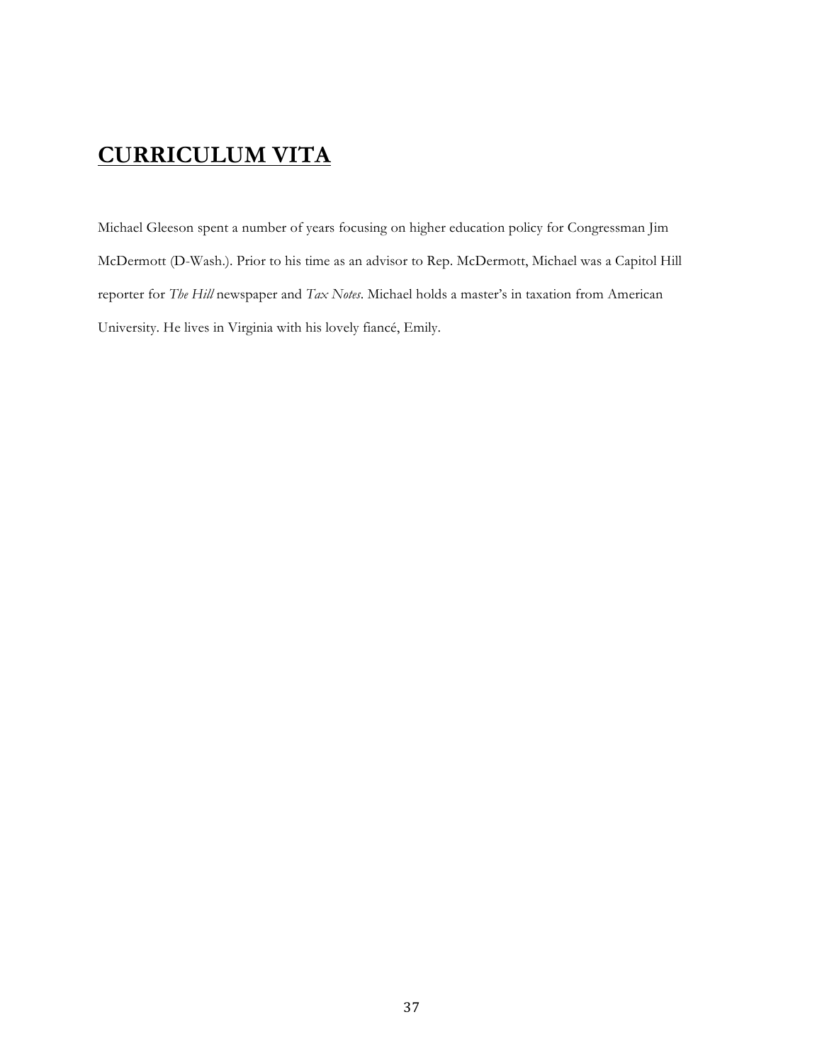# CURRICULUM VITA

Michael Gleeson spent a number of years focusing on higher education policy for Congressman Jim McDermott (D-Wash.). Prior to his time as an advisor to Rep. McDermott, Michael was a Capitol Hill reporter for *The Hill* newspaper and *Tax Notes*. Michael holds a master's in taxation from American University. He lives in Virginia with his lovely fiancé, Emily.